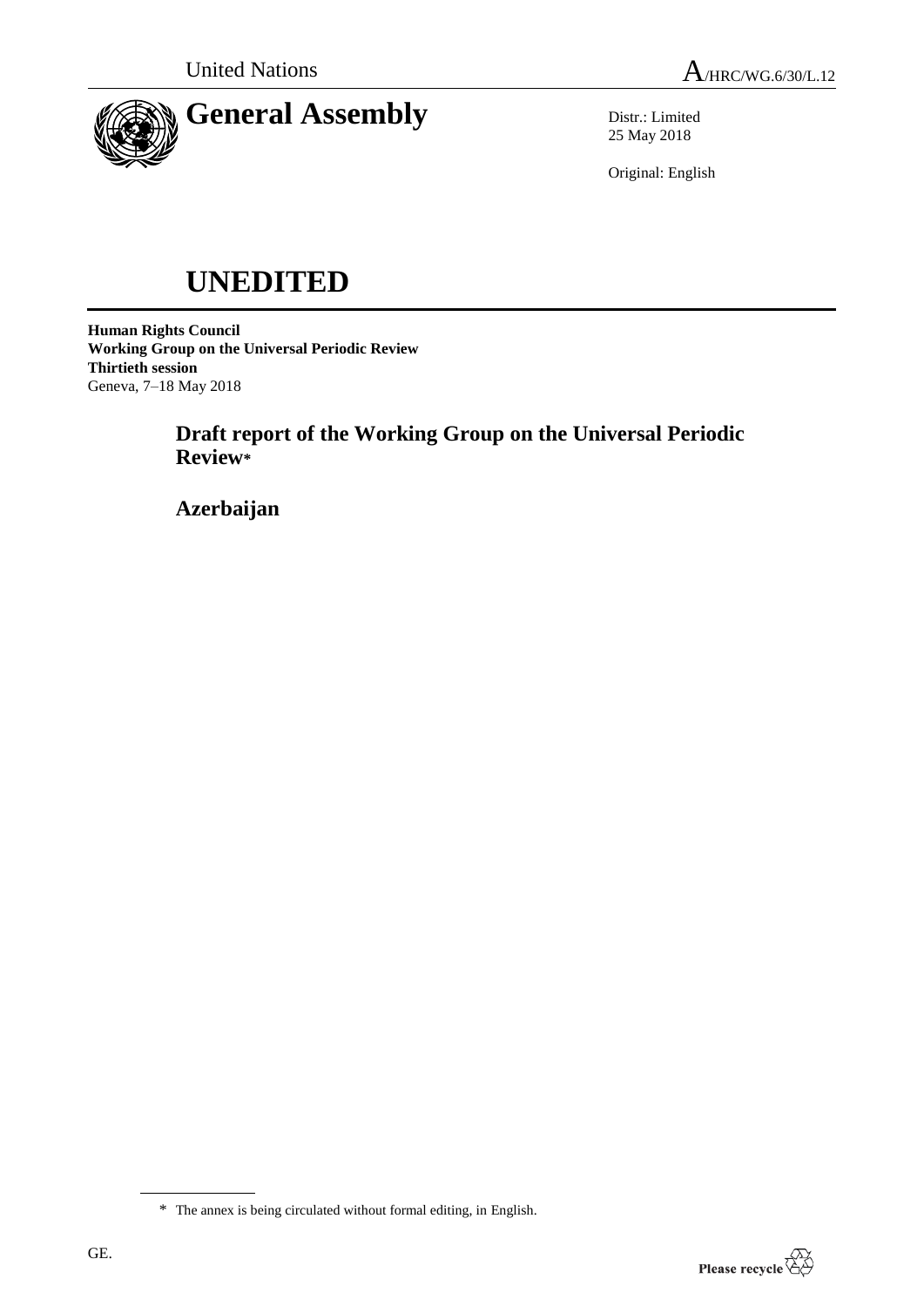United Nations

A/HRC/WG.6/30/L.12

# General Assembly

Distr.: Limited
25 May 2018

Original: English

# UNEDITED

**Human Rights Council**
**Working Group on the Universal Periodic Review**
**Thirtieth session**
Geneva, 7–18 May 2018

## Draft report of the Working Group on the Universal Periodic Review*

## Azerbaijan

\* The annex is being circulated without formal editing, in English.

GE.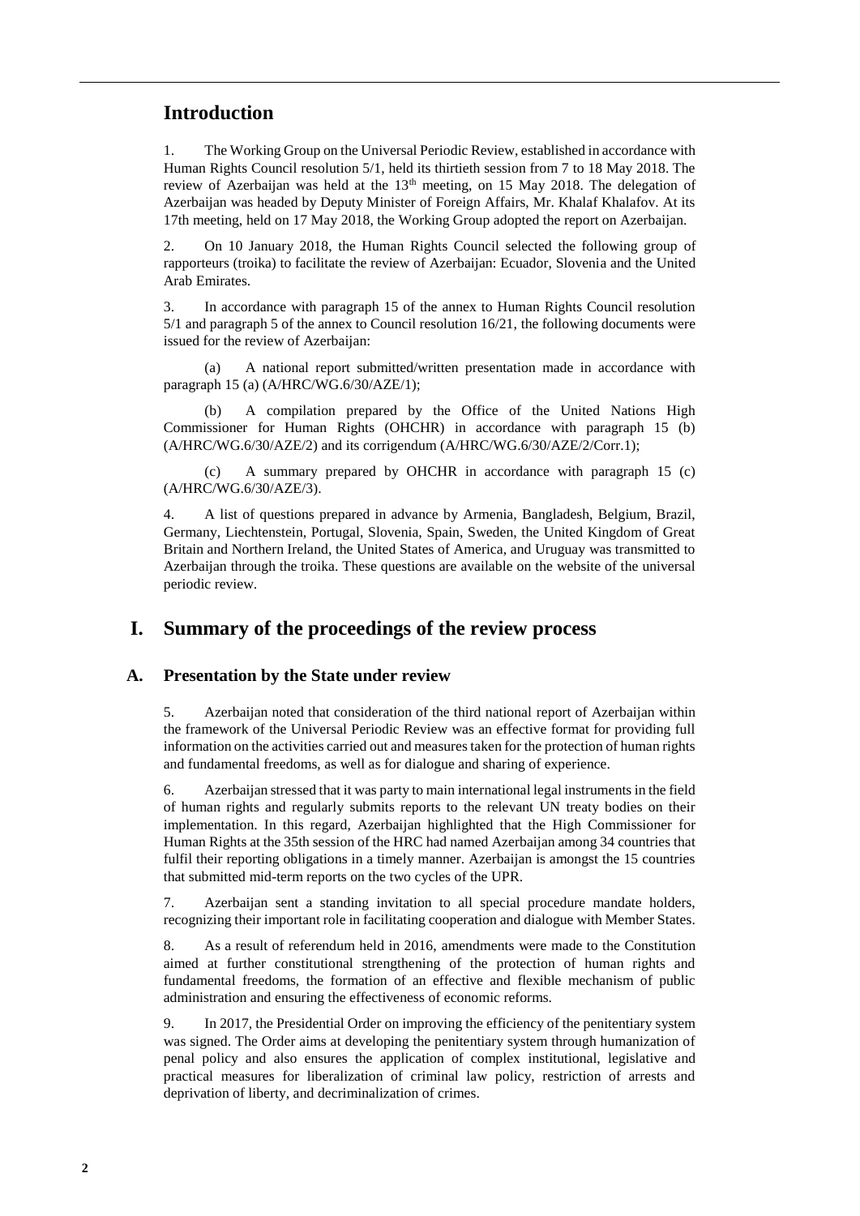## Introduction

1. The Working Group on the Universal Periodic Review, established in accordance with Human Rights Council resolution 5/1, held its thirtieth session from 7 to 18 May 2018. The review of Azerbaijan was held at the 13th meeting, on 15 May 2018. The delegation of Azerbaijan was headed by Deputy Minister of Foreign Affairs, Mr. Khalaf Khalafov. At its 17th meeting, held on 17 May 2018, the Working Group adopted the report on Azerbaijan.

2. On 10 January 2018, the Human Rights Council selected the following group of rapporteurs (troika) to facilitate the review of Azerbaijan: Ecuador, Slovenia and the United Arab Emirates.

3. In accordance with paragraph 15 of the annex to Human Rights Council resolution 5/1 and paragraph 5 of the annex to Council resolution 16/21, the following documents were issued for the review of Azerbaijan:

(a) A national report submitted/written presentation made in accordance with paragraph 15 (a) (A/HRC/WG.6/30/AZE/1);

(b) A compilation prepared by the Office of the United Nations High Commissioner for Human Rights (OHCHR) in accordance with paragraph 15 (b) (A/HRC/WG.6/30/AZE/2) and its corrigendum (A/HRC/WG.6/30/AZE/2/Corr.1);

(c) A summary prepared by OHCHR in accordance with paragraph 15 (c) (A/HRC/WG.6/30/AZE/3).

4. A list of questions prepared in advance by Armenia, Bangladesh, Belgium, Brazil, Germany, Liechtenstein, Portugal, Slovenia, Spain, Sweden, the United Kingdom of Great Britain and Northern Ireland, the United States of America, and Uruguay was transmitted to Azerbaijan through the troika. These questions are available on the website of the universal periodic review.

# I. Summary of the proceedings of the review process

## A. Presentation by the State under review

5. Azerbaijan noted that consideration of the third national report of Azerbaijan within the framework of the Universal Periodic Review was an effective format for providing full information on the activities carried out and measures taken for the protection of human rights and fundamental freedoms, as well as for dialogue and sharing of experience.

6. Azerbaijan stressed that it was party to main international legal instruments in the field of human rights and regularly submits reports to the relevant UN treaty bodies on their implementation. In this regard, Azerbaijan highlighted that the High Commissioner for Human Rights at the 35th session of the HRC had named Azerbaijan among 34 countries that fulfil their reporting obligations in a timely manner. Azerbaijan is amongst the 15 countries that submitted mid-term reports on the two cycles of the UPR.

7. Azerbaijan sent a standing invitation to all special procedure mandate holders, recognizing their important role in facilitating cooperation and dialogue with Member States.

8. As a result of referendum held in 2016, amendments were made to the Constitution aimed at further constitutional strengthening of the protection of human rights and fundamental freedoms, the formation of an effective and flexible mechanism of public administration and ensuring the effectiveness of economic reforms.

9. In 2017, the Presidential Order on improving the efficiency of the penitentiary system was signed. The Order aims at developing the penitentiary system through humanization of penal policy and also ensures the application of complex institutional, legislative and practical measures for liberalization of criminal law policy, restriction of arrests and deprivation of liberty, and decriminalization of crimes.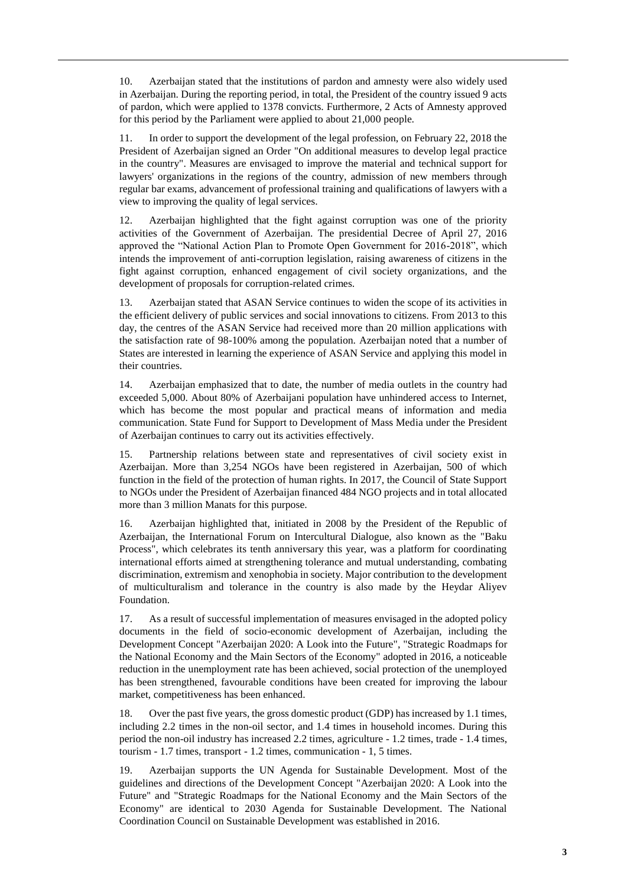10. Azerbaijan stated that the institutions of pardon and amnesty were also widely used in Azerbaijan. During the reporting period, in total, the President of the country issued 9 acts of pardon, which were applied to 1378 convicts. Furthermore, 2 Acts of Amnesty approved for this period by the Parliament were applied to about 21,000 people.

11. In order to support the development of the legal profession, on February 22, 2018 the President of Azerbaijan signed an Order "On additional measures to develop legal practice in the country". Measures are envisaged to improve the material and technical support for lawyers' organizations in the regions of the country, admission of new members through regular bar exams, advancement of professional training and qualifications of lawyers with a view to improving the quality of legal services.

12. Azerbaijan highlighted that the fight against corruption was one of the priority activities of the Government of Azerbaijan. The presidential Decree of April 27, 2016 approved the "National Action Plan to Promote Open Government for 2016-2018", which intends the improvement of anti-corruption legislation, raising awareness of citizens in the fight against corruption, enhanced engagement of civil society organizations, and the development of proposals for corruption-related crimes.

13. Azerbaijan stated that ASAN Service continues to widen the scope of its activities in the efficient delivery of public services and social innovations to citizens. From 2013 to this day, the centres of the ASAN Service had received more than 20 million applications with the satisfaction rate of 98-100% among the population. Azerbaijan noted that a number of States are interested in learning the experience of ASAN Service and applying this model in their countries.

14. Azerbaijan emphasized that to date, the number of media outlets in the country had exceeded 5,000. About 80% of Azerbaijani population have unhindered access to Internet, which has become the most popular and practical means of information and media communication. State Fund for Support to Development of Mass Media under the President of Azerbaijan continues to carry out its activities effectively.

15. Partnership relations between state and representatives of civil society exist in Azerbaijan. More than 3,254 NGOs have been registered in Azerbaijan, 500 of which function in the field of the protection of human rights. In 2017, the Council of State Support to NGOs under the President of Azerbaijan financed 484 NGO projects and in total allocated more than 3 million Manats for this purpose.

16. Azerbaijan highlighted that, initiated in 2008 by the President of the Republic of Azerbaijan, the International Forum on Intercultural Dialogue, also known as the "Baku Process", which celebrates its tenth anniversary this year, was a platform for coordinating international efforts aimed at strengthening tolerance and mutual understanding, combating discrimination, extremism and xenophobia in society. Major contribution to the development of multiculturalism and tolerance in the country is also made by the Heydar Aliyev Foundation.

17. As a result of successful implementation of measures envisaged in the adopted policy documents in the field of socio-economic development of Azerbaijan, including the Development Concept "Azerbaijan 2020: A Look into the Future", "Strategic Roadmaps for the National Economy and the Main Sectors of the Economy" adopted in 2016, a noticeable reduction in the unemployment rate has been achieved, social protection of the unemployed has been strengthened, favourable conditions have been created for improving the labour market, competitiveness has been enhanced.

18. Over the past five years, the gross domestic product (GDP) has increased by 1.1 times, including 2.2 times in the non-oil sector, and 1.4 times in household incomes. During this period the non-oil industry has increased 2.2 times, agriculture - 1.2 times, trade - 1.4 times, tourism - 1.7 times, transport - 1.2 times, communication - 1, 5 times.

19. Azerbaijan supports the UN Agenda for Sustainable Development. Most of the guidelines and directions of the Development Concept "Azerbaijan 2020: A Look into the Future" and "Strategic Roadmaps for the National Economy and the Main Sectors of the Economy" are identical to 2030 Agenda for Sustainable Development. The National Coordination Council on Sustainable Development was established in 2016.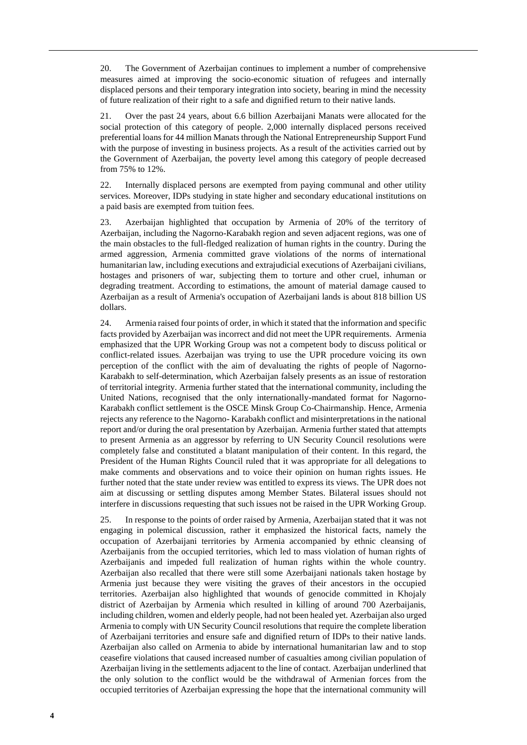20. The Government of Azerbaijan continues to implement a number of comprehensive measures aimed at improving the socio-economic situation of refugees and internally displaced persons and their temporary integration into society, bearing in mind the necessity of future realization of their right to a safe and dignified return to their native lands.

21. Over the past 24 years, about 6.6 billion Azerbaijani Manats were allocated for the social protection of this category of people. 2,000 internally displaced persons received preferential loans for 44 million Manats through the National Entrepreneurship Support Fund with the purpose of investing in business projects. As a result of the activities carried out by the Government of Azerbaijan, the poverty level among this category of people decreased from 75% to 12%.

22. Internally displaced persons are exempted from paying communal and other utility services. Moreover, IDPs studying in state higher and secondary educational institutions on a paid basis are exempted from tuition fees.

23. Azerbaijan highlighted that occupation by Armenia of 20% of the territory of Azerbaijan, including the Nagorno-Karabakh region and seven adjacent regions, was one of the main obstacles to the full-fledged realization of human rights in the country. During the armed aggression, Armenia committed grave violations of the norms of international humanitarian law, including executions and extrajudicial executions of Azerbaijani civilians, hostages and prisoners of war, subjecting them to torture and other cruel, inhuman or degrading treatment. According to estimations, the amount of material damage caused to Azerbaijan as a result of Armenia's occupation of Azerbaijani lands is about 818 billion US dollars.

24. Armenia raised four points of order, in which it stated that the information and specific facts provided by Azerbaijan was incorrect and did not meet the UPR requirements. Armenia emphasized that the UPR Working Group was not a competent body to discuss political or conflict-related issues. Azerbaijan was trying to use the UPR procedure voicing its own perception of the conflict with the aim of devaluating the rights of people of Nagorno-Karabakh to self-determination, which Azerbaijan falsely presents as an issue of restoration of territorial integrity. Armenia further stated that the international community, including the United Nations, recognised that the only internationally-mandated format for Nagorno-Karabakh conflict settlement is the OSCE Minsk Group Co-Chairmanship. Hence, Armenia rejects any reference to the Nagorno- Karabakh conflict and misinterpretations in the national report and/or during the oral presentation by Azerbaijan. Armenia further stated that attempts to present Armenia as an aggressor by referring to UN Security Council resolutions were completely false and constituted a blatant manipulation of their content. In this regard, the President of the Human Rights Council ruled that it was appropriate for all delegations to make comments and observations and to voice their opinion on human rights issues. He further noted that the state under review was entitled to express its views. The UPR does not aim at discussing or settling disputes among Member States. Bilateral issues should not interfere in discussions requesting that such issues not be raised in the UPR Working Group.

25. In response to the points of order raised by Armenia, Azerbaijan stated that it was not engaging in polemical discussion, rather it emphasized the historical facts, namely the occupation of Azerbaijani territories by Armenia accompanied by ethnic cleansing of Azerbaijanis from the occupied territories, which led to mass violation of human rights of Azerbaijanis and impeded full realization of human rights within the whole country. Azerbaijan also recalled that there were still some Azerbaijani nationals taken hostage by Armenia just because they were visiting the graves of their ancestors in the occupied territories. Azerbaijan also highlighted that wounds of genocide committed in Khojaly district of Azerbaijan by Armenia which resulted in killing of around 700 Azerbaijanis, including children, women and elderly people, had not been healed yet. Azerbaijan also urged Armenia to comply with UN Security Council resolutions that require the complete liberation of Azerbaijani territories and ensure safe and dignified return of IDPs to their native lands. Azerbaijan also called on Armenia to abide by international humanitarian law and to stop ceasefire violations that caused increased number of casualties among civilian population of Azerbaijan living in the settlements adjacent to the line of contact. Azerbaijan underlined that the only solution to the conflict would be the withdrawal of Armenian forces from the occupied territories of Azerbaijan expressing the hope that the international community will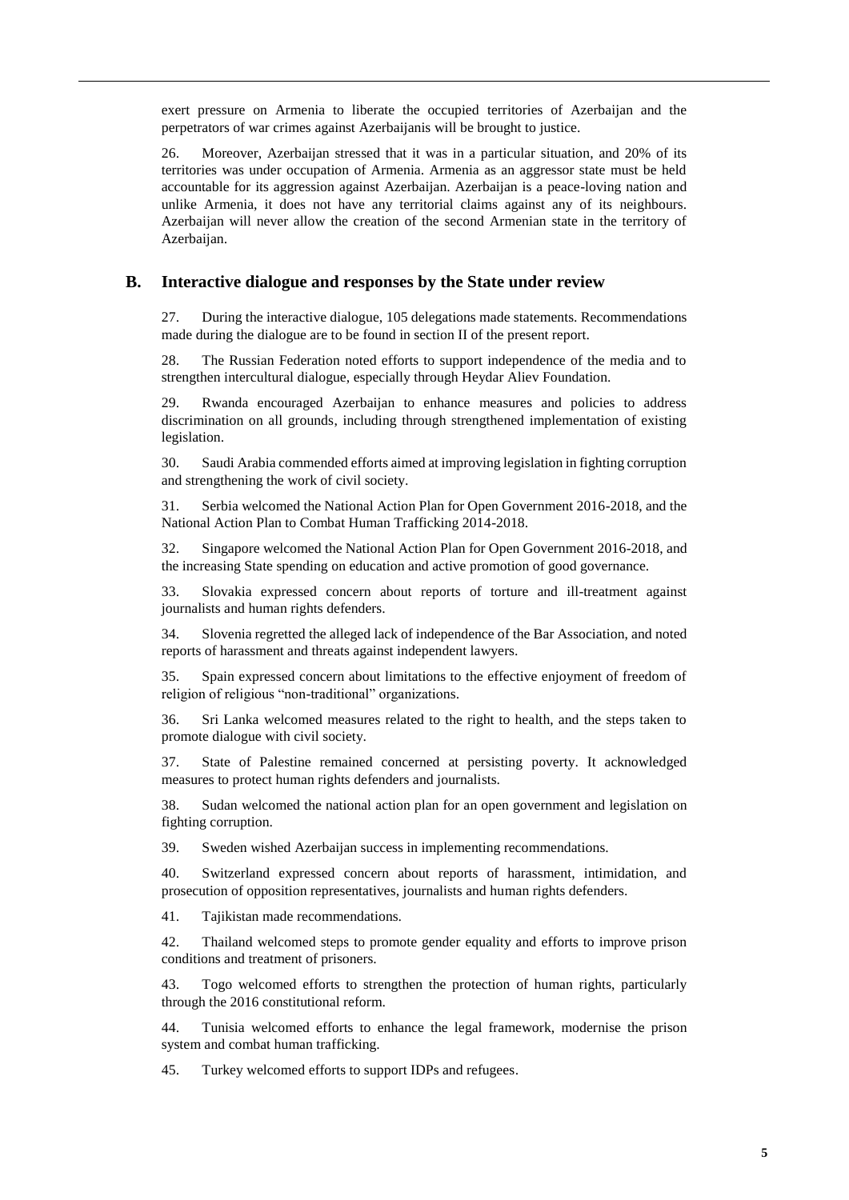exert pressure on Armenia to liberate the occupied territories of Azerbaijan and the perpetrators of war crimes against Azerbaijanis will be brought to justice.

26. Moreover, Azerbaijan stressed that it was in a particular situation, and 20% of its territories was under occupation of Armenia. Armenia as an aggressor state must be held accountable for its aggression against Azerbaijan. Azerbaijan is a peace-loving nation and unlike Armenia, it does not have any territorial claims against any of its neighbours. Azerbaijan will never allow the creation of the second Armenian state in the territory of Azerbaijan.

## B. Interactive dialogue and responses by the State under review

27. During the interactive dialogue, 105 delegations made statements. Recommendations made during the dialogue are to be found in section II of the present report.

28. The Russian Federation noted efforts to support independence of the media and to strengthen intercultural dialogue, especially through Heydar Aliev Foundation.

29. Rwanda encouraged Azerbaijan to enhance measures and policies to address discrimination on all grounds, including through strengthened implementation of existing legislation.

30. Saudi Arabia commended efforts aimed at improving legislation in fighting corruption and strengthening the work of civil society.

31. Serbia welcomed the National Action Plan for Open Government 2016-2018, and the National Action Plan to Combat Human Trafficking 2014-2018.

32. Singapore welcomed the National Action Plan for Open Government 2016-2018, and the increasing State spending on education and active promotion of good governance.

33. Slovakia expressed concern about reports of torture and ill-treatment against journalists and human rights defenders.

34. Slovenia regretted the alleged lack of independence of the Bar Association, and noted reports of harassment and threats against independent lawyers.

35. Spain expressed concern about limitations to the effective enjoyment of freedom of religion of religious "non-traditional" organizations.

36. Sri Lanka welcomed measures related to the right to health, and the steps taken to promote dialogue with civil society.

37. State of Palestine remained concerned at persisting poverty. It acknowledged measures to protect human rights defenders and journalists.

38. Sudan welcomed the national action plan for an open government and legislation on fighting corruption.

39. Sweden wished Azerbaijan success in implementing recommendations.

40. Switzerland expressed concern about reports of harassment, intimidation, and prosecution of opposition representatives, journalists and human rights defenders.

41. Tajikistan made recommendations.

42. Thailand welcomed steps to promote gender equality and efforts to improve prison conditions and treatment of prisoners.

43. Togo welcomed efforts to strengthen the protection of human rights, particularly through the 2016 constitutional reform.

44. Tunisia welcomed efforts to enhance the legal framework, modernise the prison system and combat human trafficking.

45. Turkey welcomed efforts to support IDPs and refugees.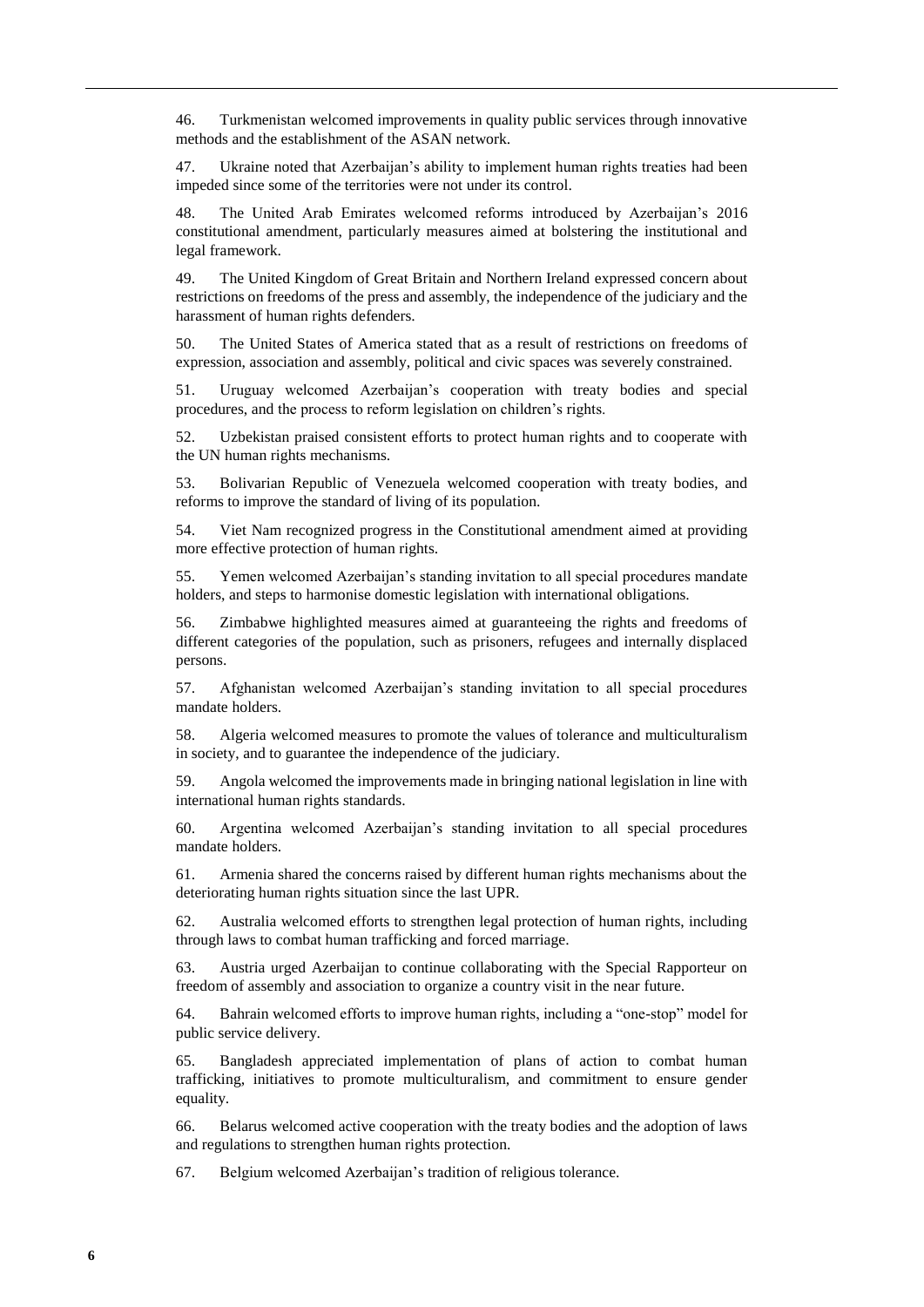46. Turkmenistan welcomed improvements in quality public services through innovative methods and the establishment of the ASAN network.

47. Ukraine noted that Azerbaijan's ability to implement human rights treaties had been impeded since some of the territories were not under its control.

48. The United Arab Emirates welcomed reforms introduced by Azerbaijan's 2016 constitutional amendment, particularly measures aimed at bolstering the institutional and legal framework.

49. The United Kingdom of Great Britain and Northern Ireland expressed concern about restrictions on freedoms of the press and assembly, the independence of the judiciary and the harassment of human rights defenders.

50. The United States of America stated that as a result of restrictions on freedoms of expression, association and assembly, political and civic spaces was severely constrained.

51. Uruguay welcomed Azerbaijan's cooperation with treaty bodies and special procedures, and the process to reform legislation on children's rights.

52. Uzbekistan praised consistent efforts to protect human rights and to cooperate with the UN human rights mechanisms.

53. Bolivarian Republic of Venezuela welcomed cooperation with treaty bodies, and reforms to improve the standard of living of its population.

54. Viet Nam recognized progress in the Constitutional amendment aimed at providing more effective protection of human rights.

55. Yemen welcomed Azerbaijan's standing invitation to all special procedures mandate holders, and steps to harmonise domestic legislation with international obligations.

56. Zimbabwe highlighted measures aimed at guaranteeing the rights and freedoms of different categories of the population, such as prisoners, refugees and internally displaced persons.

57. Afghanistan welcomed Azerbaijan's standing invitation to all special procedures mandate holders.

58. Algeria welcomed measures to promote the values of tolerance and multiculturalism in society, and to guarantee the independence of the judiciary.

59. Angola welcomed the improvements made in bringing national legislation in line with international human rights standards.

60. Argentina welcomed Azerbaijan's standing invitation to all special procedures mandate holders.

61. Armenia shared the concerns raised by different human rights mechanisms about the deteriorating human rights situation since the last UPR.

62. Australia welcomed efforts to strengthen legal protection of human rights, including through laws to combat human trafficking and forced marriage.

63. Austria urged Azerbaijan to continue collaborating with the Special Rapporteur on freedom of assembly and association to organize a country visit in the near future.

64. Bahrain welcomed efforts to improve human rights, including a "one-stop" model for public service delivery.

65. Bangladesh appreciated implementation of plans of action to combat human trafficking, initiatives to promote multiculturalism, and commitment to ensure gender equality.

66. Belarus welcomed active cooperation with the treaty bodies and the adoption of laws and regulations to strengthen human rights protection.

67. Belgium welcomed Azerbaijan's tradition of religious tolerance.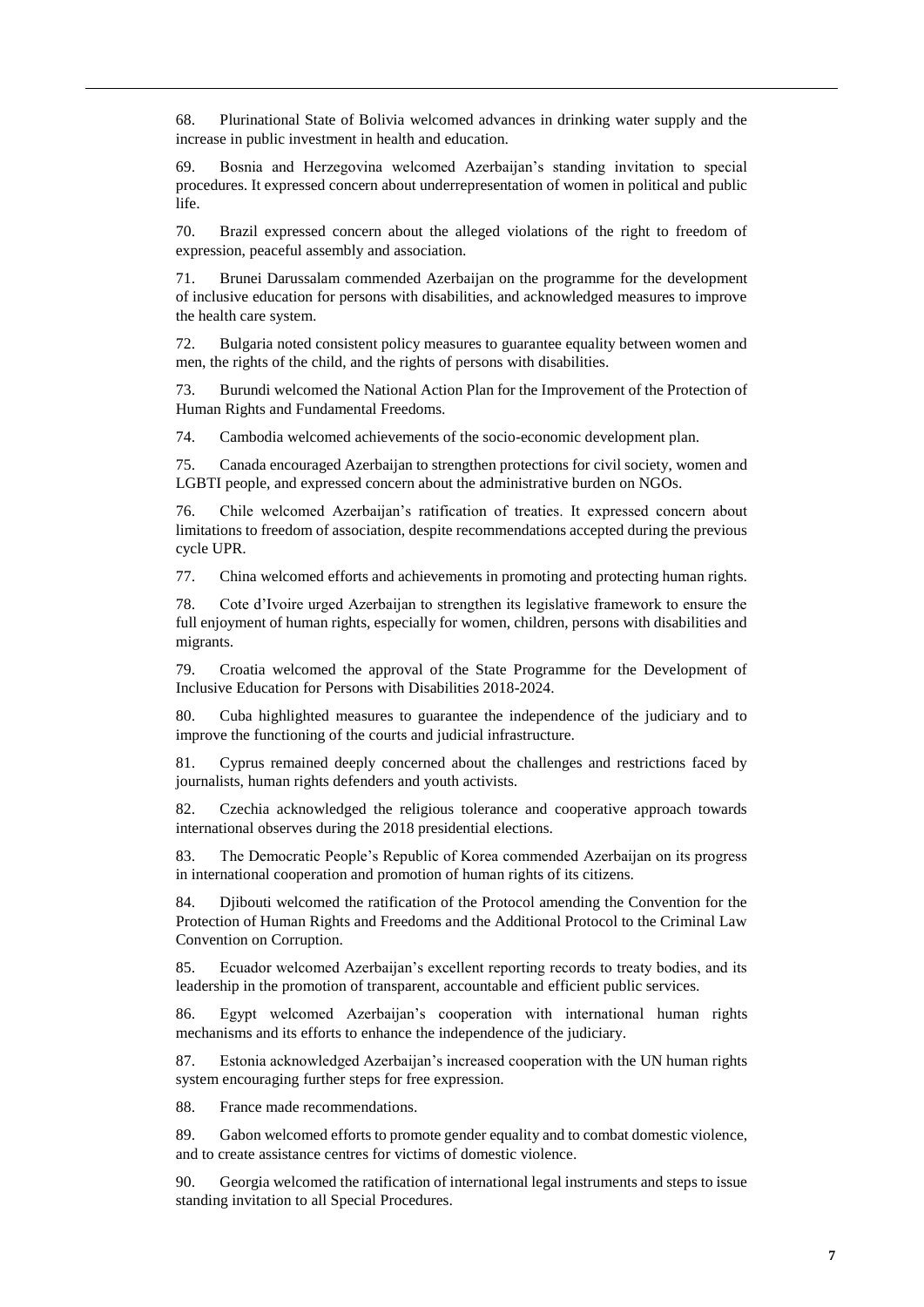68. Plurinational State of Bolivia welcomed advances in drinking water supply and the increase in public investment in health and education.

69. Bosnia and Herzegovina welcomed Azerbaijan's standing invitation to special procedures. It expressed concern about underrepresentation of women in political and public life.

70. Brazil expressed concern about the alleged violations of the right to freedom of expression, peaceful assembly and association.

71. Brunei Darussalam commended Azerbaijan on the programme for the development of inclusive education for persons with disabilities, and acknowledged measures to improve the health care system.

72. Bulgaria noted consistent policy measures to guarantee equality between women and men, the rights of the child, and the rights of persons with disabilities.

73. Burundi welcomed the National Action Plan for the Improvement of the Protection of Human Rights and Fundamental Freedoms.

74. Cambodia welcomed achievements of the socio-economic development plan.

75. Canada encouraged Azerbaijan to strengthen protections for civil society, women and LGBTI people, and expressed concern about the administrative burden on NGOs.

76. Chile welcomed Azerbaijan's ratification of treaties. It expressed concern about limitations to freedom of association, despite recommendations accepted during the previous cycle UPR.

77. China welcomed efforts and achievements in promoting and protecting human rights.

78. Cote d'Ivoire urged Azerbaijan to strengthen its legislative framework to ensure the full enjoyment of human rights, especially for women, children, persons with disabilities and migrants.

79. Croatia welcomed the approval of the State Programme for the Development of Inclusive Education for Persons with Disabilities 2018-2024.

80. Cuba highlighted measures to guarantee the independence of the judiciary and to improve the functioning of the courts and judicial infrastructure.

81. Cyprus remained deeply concerned about the challenges and restrictions faced by journalists, human rights defenders and youth activists.

82. Czechia acknowledged the religious tolerance and cooperative approach towards international observes during the 2018 presidential elections.

83. The Democratic People's Republic of Korea commended Azerbaijan on its progress in international cooperation and promotion of human rights of its citizens.

84. Djibouti welcomed the ratification of the Protocol amending the Convention for the Protection of Human Rights and Freedoms and the Additional Protocol to the Criminal Law Convention on Corruption.

85. Ecuador welcomed Azerbaijan's excellent reporting records to treaty bodies, and its leadership in the promotion of transparent, accountable and efficient public services.

86. Egypt welcomed Azerbaijan's cooperation with international human rights mechanisms and its efforts to enhance the independence of the judiciary.

87. Estonia acknowledged Azerbaijan's increased cooperation with the UN human rights system encouraging further steps for free expression.

88. France made recommendations.

89. Gabon welcomed efforts to promote gender equality and to combat domestic violence, and to create assistance centres for victims of domestic violence.

90. Georgia welcomed the ratification of international legal instruments and steps to issue standing invitation to all Special Procedures.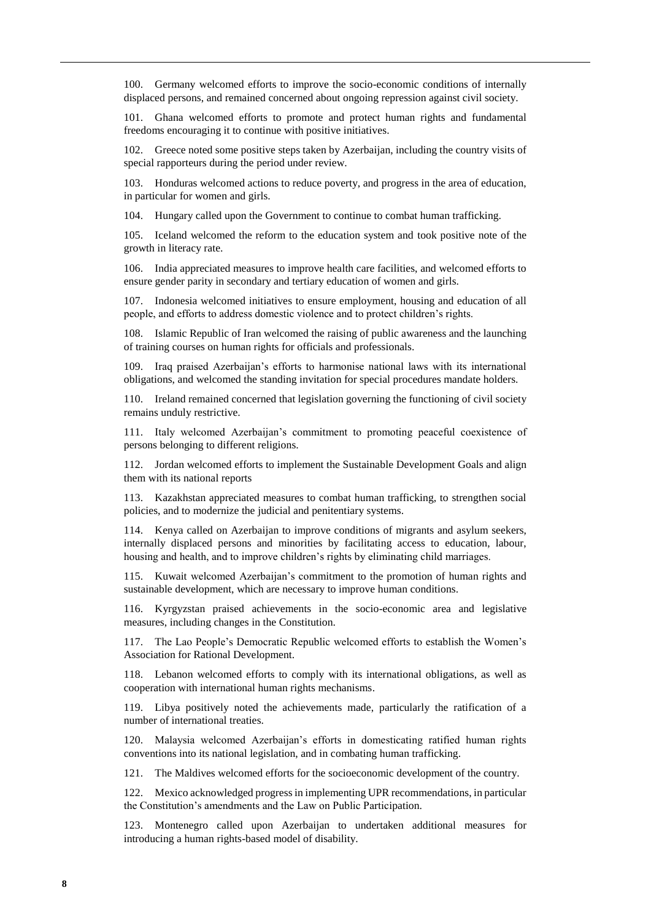100. Germany welcomed efforts to improve the socio-economic conditions of internally displaced persons, and remained concerned about ongoing repression against civil society.

101. Ghana welcomed efforts to promote and protect human rights and fundamental freedoms encouraging it to continue with positive initiatives.

102. Greece noted some positive steps taken by Azerbaijan, including the country visits of special rapporteurs during the period under review.

103. Honduras welcomed actions to reduce poverty, and progress in the area of education, in particular for women and girls.

104. Hungary called upon the Government to continue to combat human trafficking.

105. Iceland welcomed the reform to the education system and took positive note of the growth in literacy rate.

106. India appreciated measures to improve health care facilities, and welcomed efforts to ensure gender parity in secondary and tertiary education of women and girls.

107. Indonesia welcomed initiatives to ensure employment, housing and education of all people, and efforts to address domestic violence and to protect children's rights.

108. Islamic Republic of Iran welcomed the raising of public awareness and the launching of training courses on human rights for officials and professionals.

109. Iraq praised Azerbaijan's efforts to harmonise national laws with its international obligations, and welcomed the standing invitation for special procedures mandate holders.

110. Ireland remained concerned that legislation governing the functioning of civil society remains unduly restrictive.

111. Italy welcomed Azerbaijan's commitment to promoting peaceful coexistence of persons belonging to different religions.

112. Jordan welcomed efforts to implement the Sustainable Development Goals and align them with its national reports

113. Kazakhstan appreciated measures to combat human trafficking, to strengthen social policies, and to modernize the judicial and penitentiary systems.

114. Kenya called on Azerbaijan to improve conditions of migrants and asylum seekers, internally displaced persons and minorities by facilitating access to education, labour, housing and health, and to improve children's rights by eliminating child marriages.

115. Kuwait welcomed Azerbaijan's commitment to the promotion of human rights and sustainable development, which are necessary to improve human conditions.

116. Kyrgyzstan praised achievements in the socio-economic area and legislative measures, including changes in the Constitution.

117. The Lao People's Democratic Republic welcomed efforts to establish the Women's Association for Rational Development.

118. Lebanon welcomed efforts to comply with its international obligations, as well as cooperation with international human rights mechanisms.

119. Libya positively noted the achievements made, particularly the ratification of a number of international treaties.

120. Malaysia welcomed Azerbaijan's efforts in domesticating ratified human rights conventions into its national legislation, and in combating human trafficking.

121. The Maldives welcomed efforts for the socioeconomic development of the country.

122. Mexico acknowledged progress in implementing UPR recommendations, in particular the Constitution's amendments and the Law on Public Participation.

123. Montenegro called upon Azerbaijan to undertaken additional measures for introducing a human rights-based model of disability.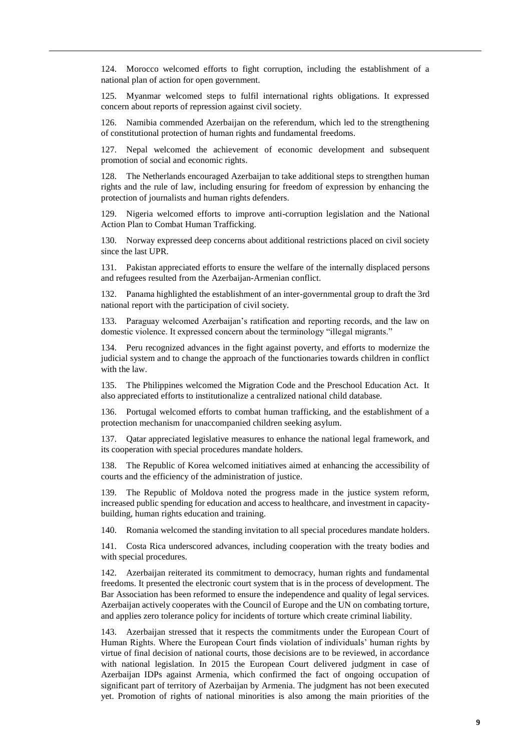124. Morocco welcomed efforts to fight corruption, including the establishment of a national plan of action for open government.

125. Myanmar welcomed steps to fulfil international rights obligations. It expressed concern about reports of repression against civil society.

126. Namibia commended Azerbaijan on the referendum, which led to the strengthening of constitutional protection of human rights and fundamental freedoms.

127. Nepal welcomed the achievement of economic development and subsequent promotion of social and economic rights.

128. The Netherlands encouraged Azerbaijan to take additional steps to strengthen human rights and the rule of law, including ensuring for freedom of expression by enhancing the protection of journalists and human rights defenders.

129. Nigeria welcomed efforts to improve anti-corruption legislation and the National Action Plan to Combat Human Trafficking.

130. Norway expressed deep concerns about additional restrictions placed on civil society since the last UPR.

131. Pakistan appreciated efforts to ensure the welfare of the internally displaced persons and refugees resulted from the Azerbaijan-Armenian conflict.

132. Panama highlighted the establishment of an inter-governmental group to draft the 3rd national report with the participation of civil society.

133. Paraguay welcomed Azerbaijan's ratification and reporting records, and the law on domestic violence. It expressed concern about the terminology "illegal migrants."

134. Peru recognized advances in the fight against poverty, and efforts to modernize the judicial system and to change the approach of the functionaries towards children in conflict with the law.

135. The Philippines welcomed the Migration Code and the Preschool Education Act. It also appreciated efforts to institutionalize a centralized national child database.

136. Portugal welcomed efforts to combat human trafficking, and the establishment of a protection mechanism for unaccompanied children seeking asylum.

137. Qatar appreciated legislative measures to enhance the national legal framework, and its cooperation with special procedures mandate holders.

138. The Republic of Korea welcomed initiatives aimed at enhancing the accessibility of courts and the efficiency of the administration of justice.

139. The Republic of Moldova noted the progress made in the justice system reform, increased public spending for education and access to healthcare, and investment in capacity-building, human rights education and training.

140. Romania welcomed the standing invitation to all special procedures mandate holders.

141. Costa Rica underscored advances, including cooperation with the treaty bodies and with special procedures.

142. Azerbaijan reiterated its commitment to democracy, human rights and fundamental freedoms. It presented the electronic court system that is in the process of development. The Bar Association has been reformed to ensure the independence and quality of legal services. Azerbaijan actively cooperates with the Council of Europe and the UN on combating torture, and applies zero tolerance policy for incidents of torture which create criminal liability.

143. Azerbaijan stressed that it respects the commitments under the European Court of Human Rights. Where the European Court finds violation of individuals' human rights by virtue of final decision of national courts, those decisions are to be reviewed, in accordance with national legislation. In 2015 the European Court delivered judgment in case of Azerbaijan IDPs against Armenia, which confirmed the fact of ongoing occupation of significant part of territory of Azerbaijan by Armenia. The judgment has not been executed yet. Promotion of rights of national minorities is also among the main priorities of the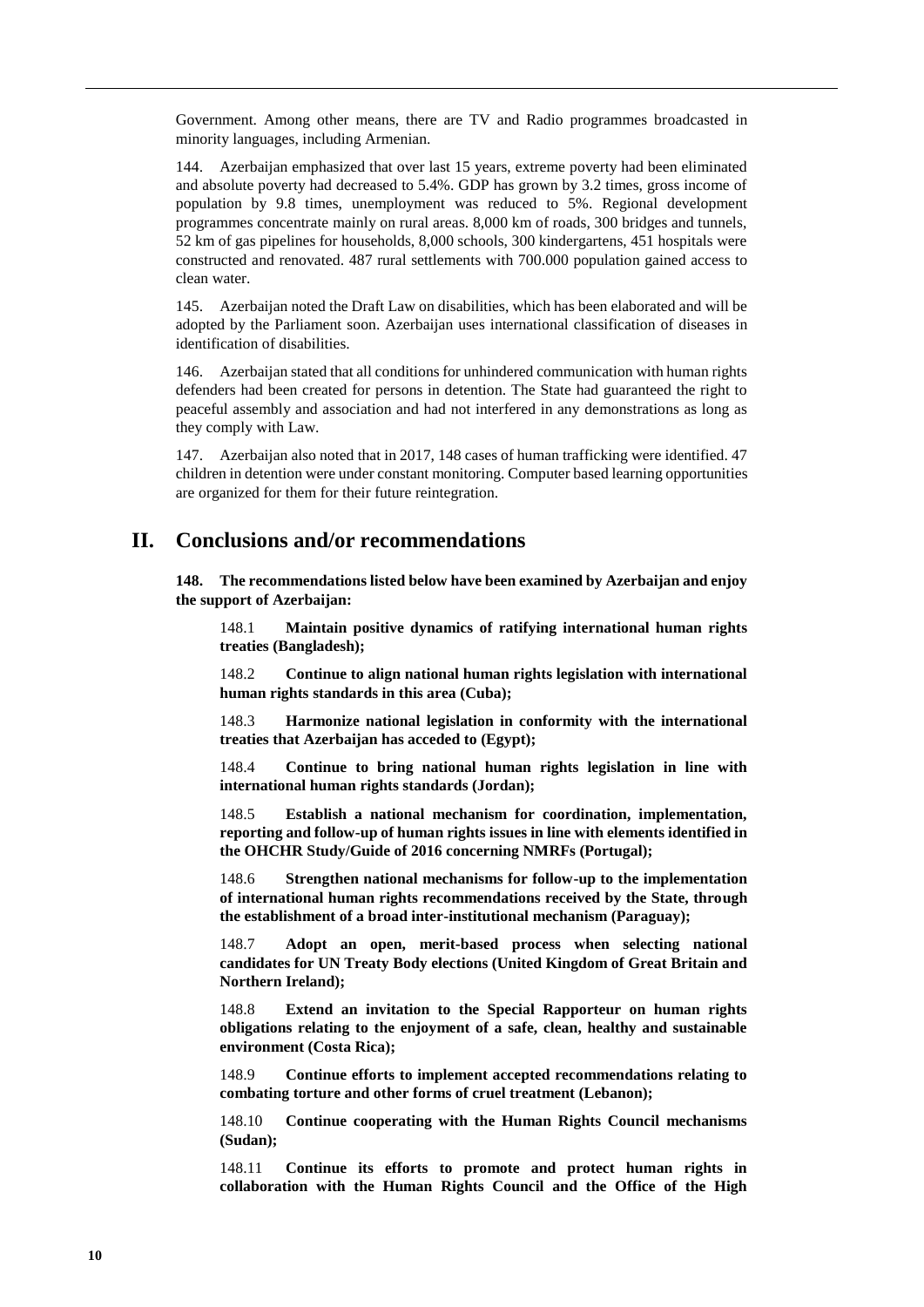Government. Among other means, there are TV and Radio programmes broadcasted in minority languages, including Armenian.

144. Azerbaijan emphasized that over last 15 years, extreme poverty had been eliminated and absolute poverty had decreased to 5.4%. GDP has grown by 3.2 times, gross income of population by 9.8 times, unemployment was reduced to 5%. Regional development programmes concentrate mainly on rural areas. 8,000 km of roads, 300 bridges and tunnels, 52 km of gas pipelines for households, 8,000 schools, 300 kindergartens, 451 hospitals were constructed and renovated. 487 rural settlements with 700.000 population gained access to clean water.

145. Azerbaijan noted the Draft Law on disabilities, which has been elaborated and will be adopted by the Parliament soon. Azerbaijan uses international classification of diseases in identification of disabilities.

146. Azerbaijan stated that all conditions for unhindered communication with human rights defenders had been created for persons in detention. The State had guaranteed the right to peaceful assembly and association and had not interfered in any demonstrations as long as they comply with Law.

147. Azerbaijan also noted that in 2017, 148 cases of human trafficking were identified. 47 children in detention were under constant monitoring. Computer based learning opportunities are organized for them for their future reintegration.

# II. Conclusions and/or recommendations

**148. The recommendations listed below have been examined by Azerbaijan and enjoy the support of Azerbaijan:**

148.1 **Maintain positive dynamics of ratifying international human rights treaties (Bangladesh);**

148.2 **Continue to align national human rights legislation with international human rights standards in this area (Cuba);**

148.3 **Harmonize national legislation in conformity with the international treaties that Azerbaijan has acceded to (Egypt);**

148.4 **Continue to bring national human rights legislation in line with international human rights standards (Jordan);**

148.5 **Establish a national mechanism for coordination, implementation, reporting and follow-up of human rights issues in line with elements identified in the OHCHR Study/Guide of 2016 concerning NMRFs (Portugal);**

148.6 **Strengthen national mechanisms for follow-up to the implementation of international human rights recommendations received by the State, through the establishment of a broad inter-institutional mechanism (Paraguay);**

148.7 **Adopt an open, merit-based process when selecting national candidates for UN Treaty Body elections (United Kingdom of Great Britain and Northern Ireland);**

148.8 **Extend an invitation to the Special Rapporteur on human rights obligations relating to the enjoyment of a safe, clean, healthy and sustainable environment (Costa Rica);**

148.9 **Continue efforts to implement accepted recommendations relating to combating torture and other forms of cruel treatment (Lebanon);**

148.10 **Continue cooperating with the Human Rights Council mechanisms (Sudan);**

148.11 **Continue its efforts to promote and protect human rights in collaboration with the Human Rights Council and the Office of the High**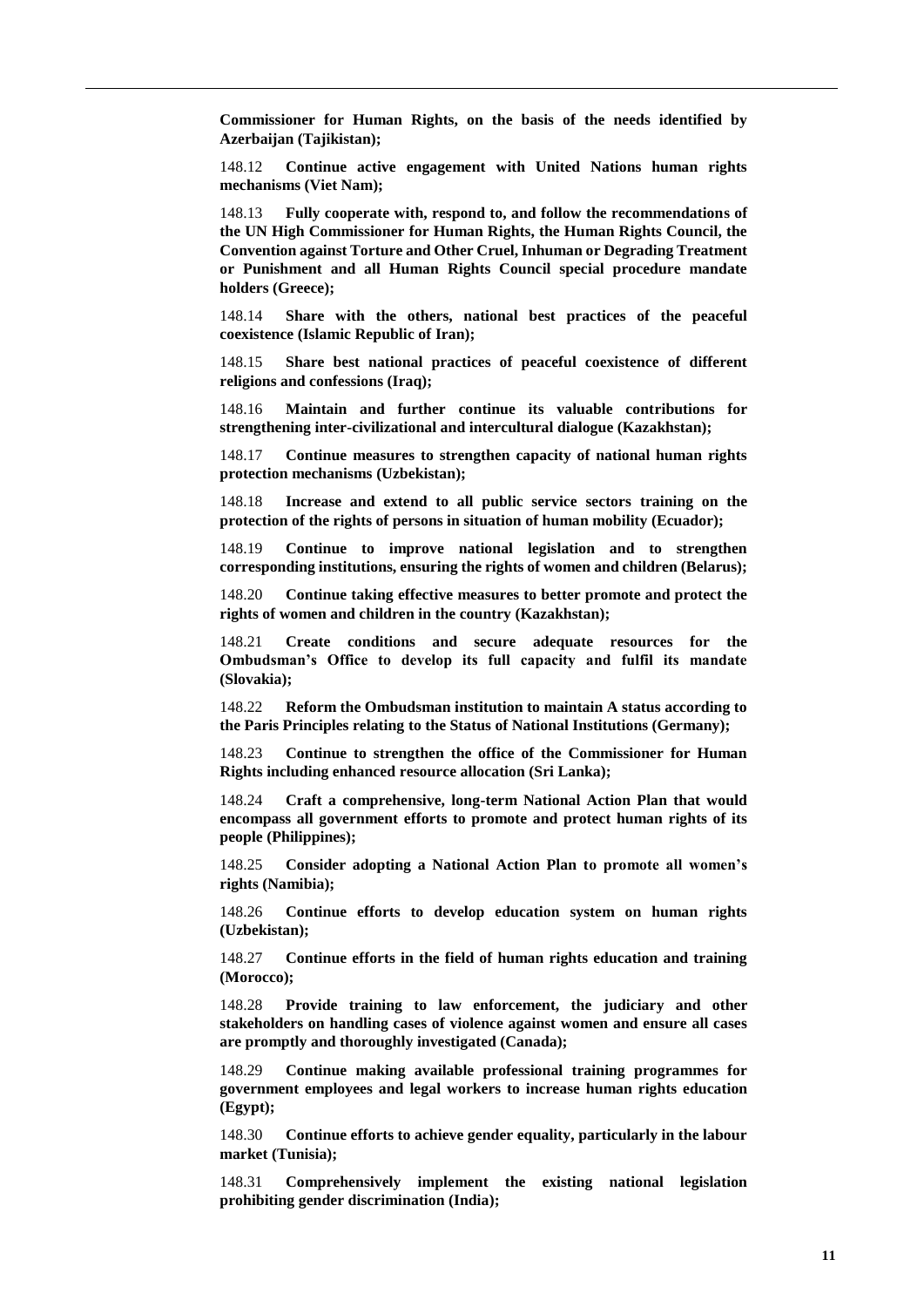**Commissioner for Human Rights, on the basis of the needs identified by Azerbaijan (Tajikistan);**

148.12 **Continue active engagement with United Nations human rights mechanisms (Viet Nam);**

148.13 **Fully cooperate with, respond to, and follow the recommendations of the UN High Commissioner for Human Rights, the Human Rights Council, the Convention against Torture and Other Cruel, Inhuman or Degrading Treatment or Punishment and all Human Rights Council special procedure mandate holders (Greece);**

148.14 **Share with the others, national best practices of the peaceful coexistence (Islamic Republic of Iran);**

148.15 **Share best national practices of peaceful coexistence of different religions and confessions (Iraq);**

148.16 **Maintain and further continue its valuable contributions for strengthening inter-civilizational and intercultural dialogue (Kazakhstan);**

148.17 **Continue measures to strengthen capacity of national human rights protection mechanisms (Uzbekistan);**

148.18 **Increase and extend to all public service sectors training on the protection of the rights of persons in situation of human mobility (Ecuador);**

148.19 **Continue to improve national legislation and to strengthen corresponding institutions, ensuring the rights of women and children (Belarus);**

148.20 **Continue taking effective measures to better promote and protect the rights of women and children in the country (Kazakhstan);**

148.21 **Create conditions and secure adequate resources for the Ombudsman's Office to develop its full capacity and fulfil its mandate (Slovakia);**

148.22 **Reform the Ombudsman institution to maintain A status according to the Paris Principles relating to the Status of National Institutions (Germany);**

148.23 **Continue to strengthen the office of the Commissioner for Human Rights including enhanced resource allocation (Sri Lanka);**

148.24 **Craft a comprehensive, long-term National Action Plan that would encompass all government efforts to promote and protect human rights of its people (Philippines);**

148.25 **Consider adopting a National Action Plan to promote all women's rights (Namibia);**

148.26 **Continue efforts to develop education system on human rights (Uzbekistan);**

148.27 **Continue efforts in the field of human rights education and training (Morocco);**

148.28 **Provide training to law enforcement, the judiciary and other stakeholders on handling cases of violence against women and ensure all cases are promptly and thoroughly investigated (Canada);**

148.29 **Continue making available professional training programmes for government employees and legal workers to increase human rights education (Egypt);**

148.30 **Continue efforts to achieve gender equality, particularly in the labour market (Tunisia);**

148.31 **Comprehensively implement the existing national legislation prohibiting gender discrimination (India);**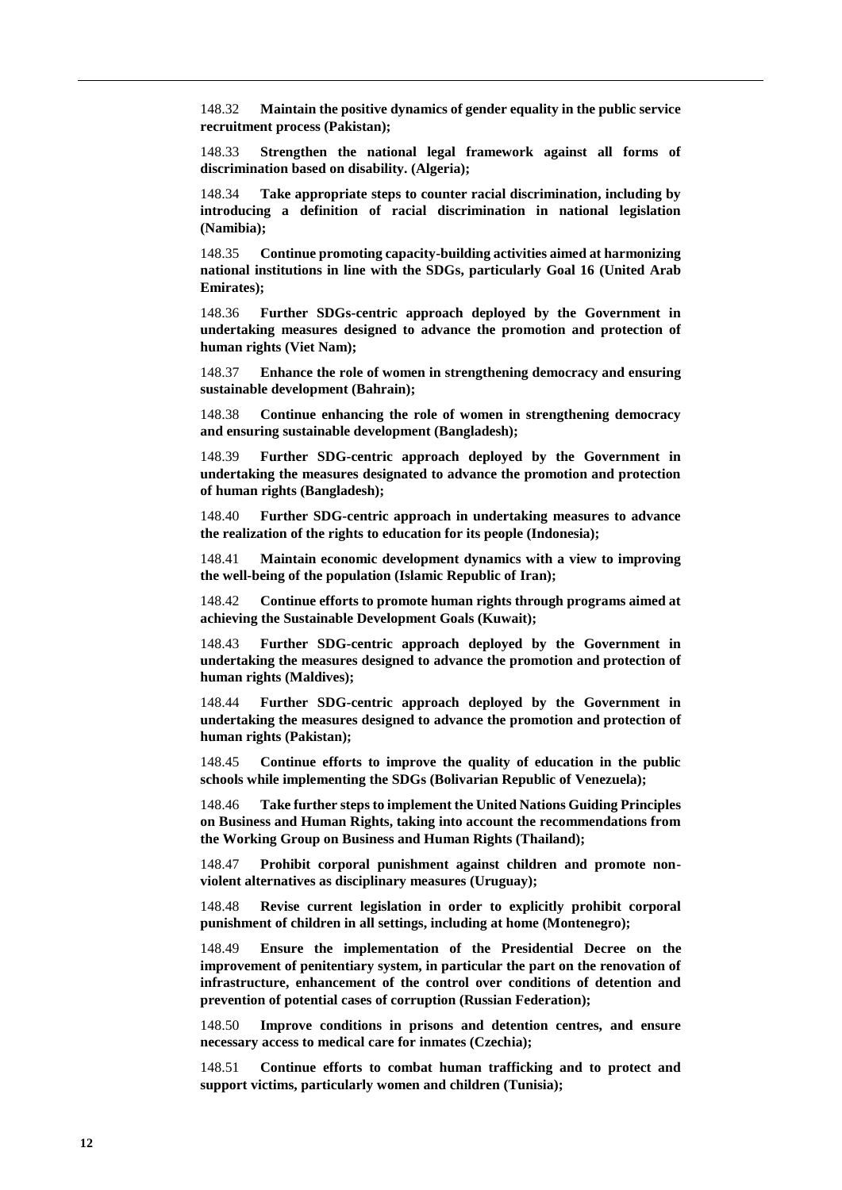148.32 **Maintain the positive dynamics of gender equality in the public service recruitment process (Pakistan);**

148.33 **Strengthen the national legal framework against all forms of discrimination based on disability. (Algeria);**

148.34 **Take appropriate steps to counter racial discrimination, including by introducing a definition of racial discrimination in national legislation (Namibia);**

148.35 **Continue promoting capacity-building activities aimed at harmonizing national institutions in line with the SDGs, particularly Goal 16 (United Arab Emirates);**

148.36 **Further SDGs-centric approach deployed by the Government in undertaking measures designed to advance the promotion and protection of human rights (Viet Nam);**

148.37 **Enhance the role of women in strengthening democracy and ensuring sustainable development (Bahrain);**

148.38 **Continue enhancing the role of women in strengthening democracy and ensuring sustainable development (Bangladesh);**

148.39 **Further SDG-centric approach deployed by the Government in undertaking the measures designated to advance the promotion and protection of human rights (Bangladesh);**

148.40 **Further SDG-centric approach in undertaking measures to advance the realization of the rights to education for its people (Indonesia);**

148.41 **Maintain economic development dynamics with a view to improving the well-being of the population (Islamic Republic of Iran);**

148.42 **Continue efforts to promote human rights through programs aimed at achieving the Sustainable Development Goals (Kuwait);**

148.43 **Further SDG-centric approach deployed by the Government in undertaking the measures designed to advance the promotion and protection of human rights (Maldives);**

148.44 **Further SDG-centric approach deployed by the Government in undertaking the measures designed to advance the promotion and protection of human rights (Pakistan);**

148.45 **Continue efforts to improve the quality of education in the public schools while implementing the SDGs (Bolivarian Republic of Venezuela);**

148.46 **Take further steps to implement the United Nations Guiding Principles on Business and Human Rights, taking into account the recommendations from the Working Group on Business and Human Rights (Thailand);**

148.47 **Prohibit corporal punishment against children and promote non-violent alternatives as disciplinary measures (Uruguay);**

148.48 **Revise current legislation in order to explicitly prohibit corporal punishment of children in all settings, including at home (Montenegro);**

148.49 **Ensure the implementation of the Presidential Decree on the improvement of penitentiary system, in particular the part on the renovation of infrastructure, enhancement of the control over conditions of detention and prevention of potential cases of corruption (Russian Federation);**

148.50 **Improve conditions in prisons and detention centres, and ensure necessary access to medical care for inmates (Czechia);**

148.51 **Continue efforts to combat human trafficking and to protect and support victims, particularly women and children (Tunisia);**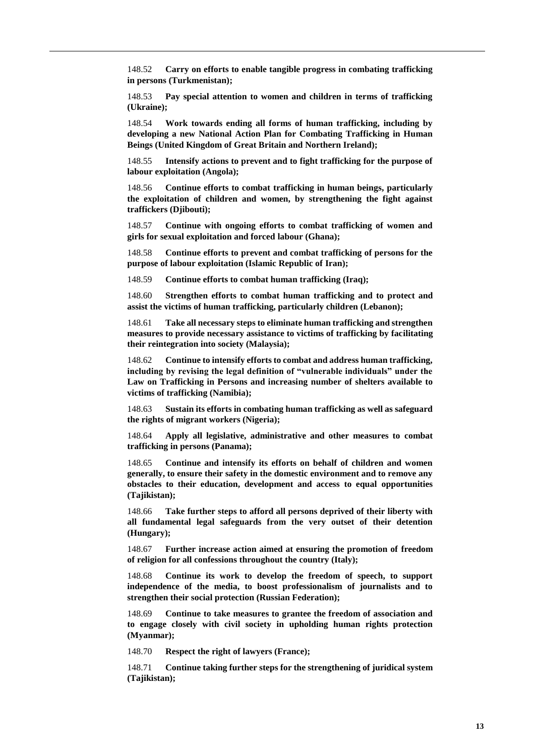148.52 **Carry on efforts to enable tangible progress in combating trafficking in persons (Turkmenistan);**

148.53 **Pay special attention to women and children in terms of trafficking (Ukraine);**

148.54 **Work towards ending all forms of human trafficking, including by developing a new National Action Plan for Combating Trafficking in Human Beings (United Kingdom of Great Britain and Northern Ireland);**

148.55 **Intensify actions to prevent and to fight trafficking for the purpose of labour exploitation (Angola);**

148.56 **Continue efforts to combat trafficking in human beings, particularly the exploitation of children and women, by strengthening the fight against traffickers (Djibouti);**

148.57 **Continue with ongoing efforts to combat trafficking of women and girls for sexual exploitation and forced labour (Ghana);**

148.58 **Continue efforts to prevent and combat trafficking of persons for the purpose of labour exploitation (Islamic Republic of Iran);**

148.59 **Continue efforts to combat human trafficking (Iraq);**

148.60 **Strengthen efforts to combat human trafficking and to protect and assist the victims of human trafficking, particularly children (Lebanon);**

148.61 **Take all necessary steps to eliminate human trafficking and strengthen measures to provide necessary assistance to victims of trafficking by facilitating their reintegration into society (Malaysia);**

148.62 **Continue to intensify efforts to combat and address human trafficking, including by revising the legal definition of "vulnerable individuals" under the Law on Trafficking in Persons and increasing number of shelters available to victims of trafficking (Namibia);**

148.63 **Sustain its efforts in combating human trafficking as well as safeguard the rights of migrant workers (Nigeria);**

148.64 **Apply all legislative, administrative and other measures to combat trafficking in persons (Panama);**

148.65 **Continue and intensify its efforts on behalf of children and women generally, to ensure their safety in the domestic environment and to remove any obstacles to their education, development and access to equal opportunities (Tajikistan);**

148.66 **Take further steps to afford all persons deprived of their liberty with all fundamental legal safeguards from the very outset of their detention (Hungary);**

148.67 **Further increase action aimed at ensuring the promotion of freedom of religion for all confessions throughout the country (Italy);**

148.68 **Continue its work to develop the freedom of speech, to support independence of the media, to boost professionalism of journalists and to strengthen their social protection (Russian Federation);**

148.69 **Continue to take measures to grantee the freedom of association and to engage closely with civil society in upholding human rights protection (Myanmar);**

148.70 **Respect the right of lawyers (France);**

148.71 **Continue taking further steps for the strengthening of juridical system (Tajikistan);**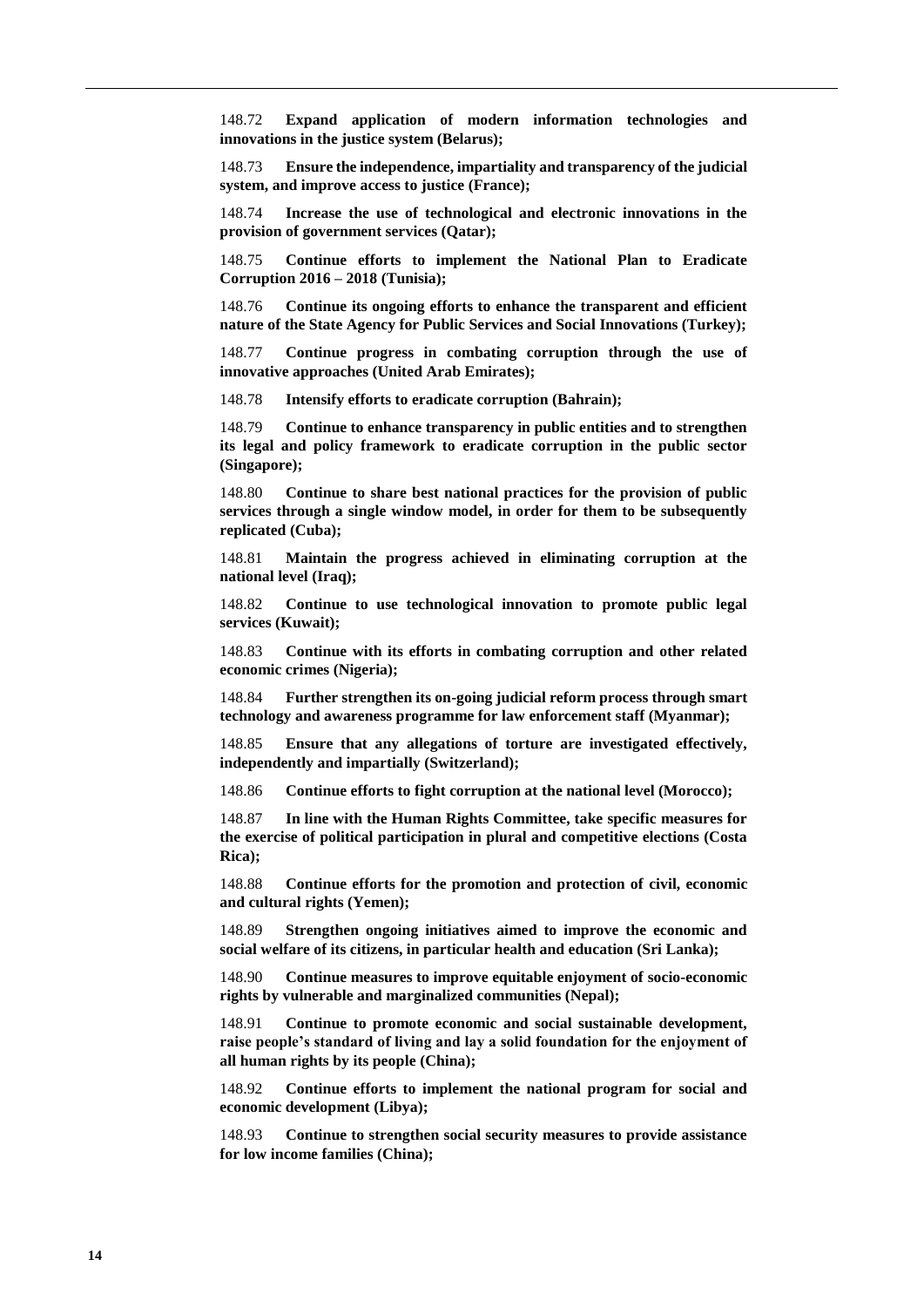148.72 **Expand application of modern information technologies and innovations in the justice system (Belarus);**

148.73 **Ensure the independence, impartiality and transparency of the judicial system, and improve access to justice (France);**

148.74 **Increase the use of technological and electronic innovations in the provision of government services (Qatar);**

148.75 **Continue efforts to implement the National Plan to Eradicate Corruption 2016 – 2018 (Tunisia);**

148.76 **Continue its ongoing efforts to enhance the transparent and efficient nature of the State Agency for Public Services and Social Innovations (Turkey);**

148.77 **Continue progress in combating corruption through the use of innovative approaches (United Arab Emirates);**

148.78 **Intensify efforts to eradicate corruption (Bahrain);**

148.79 **Continue to enhance transparency in public entities and to strengthen its legal and policy framework to eradicate corruption in the public sector (Singapore);**

148.80 **Continue to share best national practices for the provision of public services through a single window model, in order for them to be subsequently replicated (Cuba);**

148.81 **Maintain the progress achieved in eliminating corruption at the national level (Iraq);**

148.82 **Continue to use technological innovation to promote public legal services (Kuwait);**

148.83 **Continue with its efforts in combating corruption and other related economic crimes (Nigeria);**

148.84 **Further strengthen its on-going judicial reform process through smart technology and awareness programme for law enforcement staff (Myanmar);**

148.85 **Ensure that any allegations of torture are investigated effectively, independently and impartially (Switzerland);**

148.86 **Continue efforts to fight corruption at the national level (Morocco);**

148.87 **In line with the Human Rights Committee, take specific measures for the exercise of political participation in plural and competitive elections (Costa Rica);**

148.88 **Continue efforts for the promotion and protection of civil, economic and cultural rights (Yemen);**

148.89 **Strengthen ongoing initiatives aimed to improve the economic and social welfare of its citizens, in particular health and education (Sri Lanka);**

148.90 **Continue measures to improve equitable enjoyment of socio-economic rights by vulnerable and marginalized communities (Nepal);**

148.91 **Continue to promote economic and social sustainable development, raise people's standard of living and lay a solid foundation for the enjoyment of all human rights by its people (China);**

148.92 **Continue efforts to implement the national program for social and economic development (Libya);**

148.93 **Continue to strengthen social security measures to provide assistance for low income families (China);**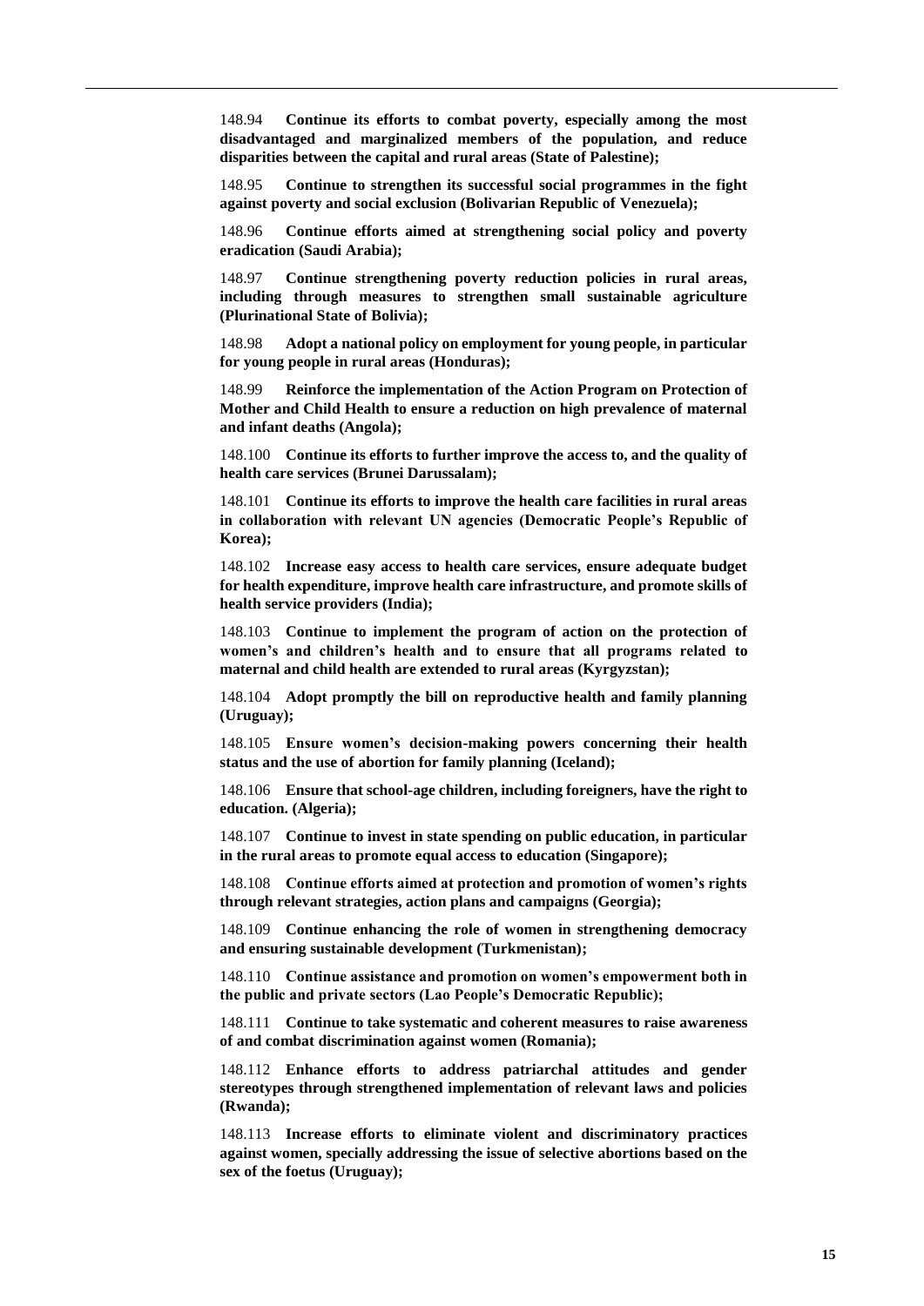148.94 **Continue its efforts to combat poverty, especially among the most disadvantaged and marginalized members of the population, and reduce disparities between the capital and rural areas (State of Palestine);**

148.95 **Continue to strengthen its successful social programmes in the fight against poverty and social exclusion (Bolivarian Republic of Venezuela);**

148.96 **Continue efforts aimed at strengthening social policy and poverty eradication (Saudi Arabia);**

148.97 **Continue strengthening poverty reduction policies in rural areas, including through measures to strengthen small sustainable agriculture (Plurinational State of Bolivia);**

148.98 **Adopt a national policy on employment for young people, in particular for young people in rural areas (Honduras);**

148.99 **Reinforce the implementation of the Action Program on Protection of Mother and Child Health to ensure a reduction on high prevalence of maternal and infant deaths (Angola);**

148.100 **Continue its efforts to further improve the access to, and the quality of health care services (Brunei Darussalam);**

148.101 **Continue its efforts to improve the health care facilities in rural areas in collaboration with relevant UN agencies (Democratic People's Republic of Korea);**

148.102 **Increase easy access to health care services, ensure adequate budget for health expenditure, improve health care infrastructure, and promote skills of health service providers (India);**

148.103 **Continue to implement the program of action on the protection of women's and children's health and to ensure that all programs related to maternal and child health are extended to rural areas (Kyrgyzstan);**

148.104 **Adopt promptly the bill on reproductive health and family planning (Uruguay);**

148.105 **Ensure women's decision-making powers concerning their health status and the use of abortion for family planning (Iceland);**

148.106 **Ensure that school-age children, including foreigners, have the right to education. (Algeria);**

148.107 **Continue to invest in state spending on public education, in particular in the rural areas to promote equal access to education (Singapore);**

148.108 **Continue efforts aimed at protection and promotion of women's rights through relevant strategies, action plans and campaigns (Georgia);**

148.109 **Continue enhancing the role of women in strengthening democracy and ensuring sustainable development (Turkmenistan);**

148.110 **Continue assistance and promotion on women's empowerment both in the public and private sectors (Lao People's Democratic Republic);**

148.111 **Continue to take systematic and coherent measures to raise awareness of and combat discrimination against women (Romania);**

148.112 **Enhance efforts to address patriarchal attitudes and gender stereotypes through strengthened implementation of relevant laws and policies (Rwanda);**

148.113 **Increase efforts to eliminate violent and discriminatory practices against women, specially addressing the issue of selective abortions based on the sex of the foetus (Uruguay);**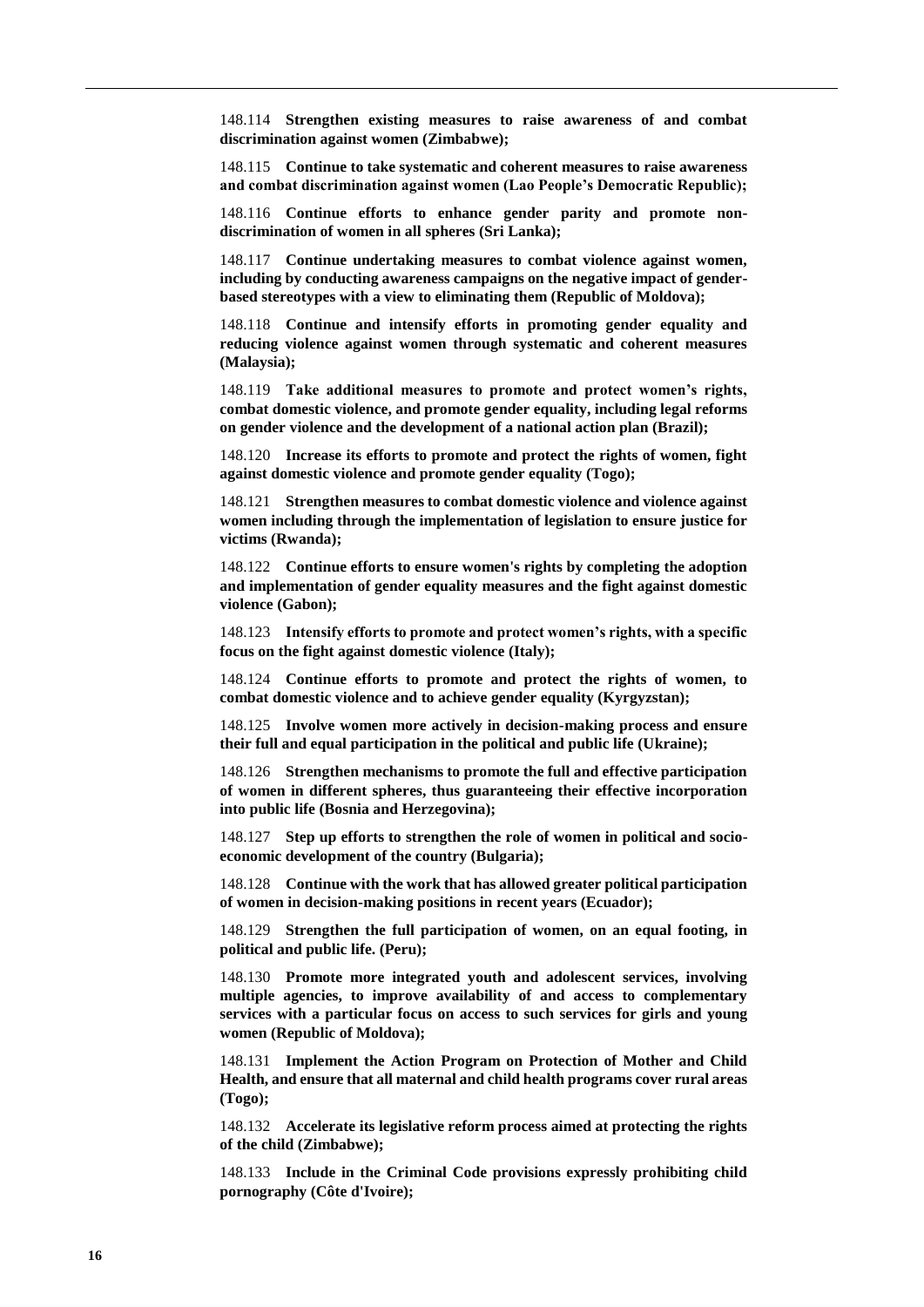148.114 **Strengthen existing measures to raise awareness of and combat discrimination against women (Zimbabwe);**

148.115 **Continue to take systematic and coherent measures to raise awareness and combat discrimination against women (Lao People's Democratic Republic);**

148.116 **Continue efforts to enhance gender parity and promote non-discrimination of women in all spheres (Sri Lanka);**

148.117 **Continue undertaking measures to combat violence against women, including by conducting awareness campaigns on the negative impact of gender-based stereotypes with a view to eliminating them (Republic of Moldova);**

148.118 **Continue and intensify efforts in promoting gender equality and reducing violence against women through systematic and coherent measures (Malaysia);**

148.119 **Take additional measures to promote and protect women's rights, combat domestic violence, and promote gender equality, including legal reforms on gender violence and the development of a national action plan (Brazil);**

148.120 **Increase its efforts to promote and protect the rights of women, fight against domestic violence and promote gender equality (Togo);**

148.121 **Strengthen measures to combat domestic violence and violence against women including through the implementation of legislation to ensure justice for victims (Rwanda);**

148.122 **Continue efforts to ensure women's rights by completing the adoption and implementation of gender equality measures and the fight against domestic violence (Gabon);**

148.123 **Intensify efforts to promote and protect women's rights, with a specific focus on the fight against domestic violence (Italy);**

148.124 **Continue efforts to promote and protect the rights of women, to combat domestic violence and to achieve gender equality (Kyrgyzstan);**

148.125 **Involve women more actively in decision-making process and ensure their full and equal participation in the political and public life (Ukraine);**

148.126 **Strengthen mechanisms to promote the full and effective participation of women in different spheres, thus guaranteeing their effective incorporation into public life (Bosnia and Herzegovina);**

148.127 **Step up efforts to strengthen the role of women in political and socio-economic development of the country (Bulgaria);**

148.128 **Continue with the work that has allowed greater political participation of women in decision-making positions in recent years (Ecuador);**

148.129 **Strengthen the full participation of women, on an equal footing, in political and public life. (Peru);**

148.130 **Promote more integrated youth and adolescent services, involving multiple agencies, to improve availability of and access to complementary services with a particular focus on access to such services for girls and young women (Republic of Moldova);**

148.131 **Implement the Action Program on Protection of Mother and Child Health, and ensure that all maternal and child health programs cover rural areas (Togo);**

148.132 **Accelerate its legislative reform process aimed at protecting the rights of the child (Zimbabwe);**

148.133 **Include in the Criminal Code provisions expressly prohibiting child pornography (Côte d'Ivoire);**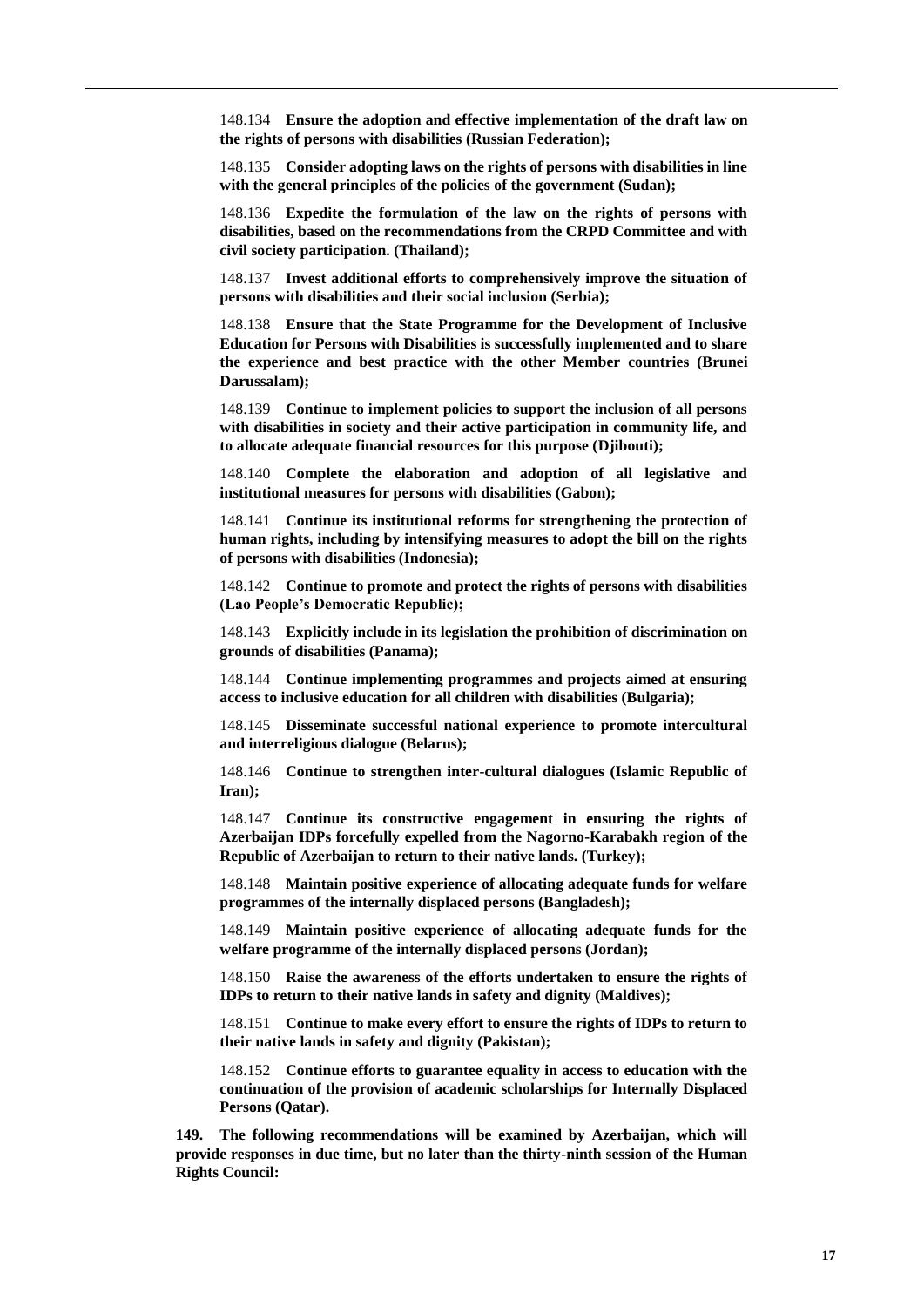148.134 **Ensure the adoption and effective implementation of the draft law on the rights of persons with disabilities (Russian Federation);**

148.135 **Consider adopting laws on the rights of persons with disabilities in line with the general principles of the policies of the government (Sudan);**

148.136 **Expedite the formulation of the law on the rights of persons with disabilities, based on the recommendations from the CRPD Committee and with civil society participation. (Thailand);**

148.137 **Invest additional efforts to comprehensively improve the situation of persons with disabilities and their social inclusion (Serbia);**

148.138 **Ensure that the State Programme for the Development of Inclusive Education for Persons with Disabilities is successfully implemented and to share the experience and best practice with the other Member countries (Brunei Darussalam);**

148.139 **Continue to implement policies to support the inclusion of all persons with disabilities in society and their active participation in community life, and to allocate adequate financial resources for this purpose (Djibouti);**

148.140 **Complete the elaboration and adoption of all legislative and institutional measures for persons with disabilities (Gabon);**

148.141 **Continue its institutional reforms for strengthening the protection of human rights, including by intensifying measures to adopt the bill on the rights of persons with disabilities (Indonesia);**

148.142 **Continue to promote and protect the rights of persons with disabilities (Lao People's Democratic Republic);**

148.143 **Explicitly include in its legislation the prohibition of discrimination on grounds of disabilities (Panama);**

148.144 **Continue implementing programmes and projects aimed at ensuring access to inclusive education for all children with disabilities (Bulgaria);**

148.145 **Disseminate successful national experience to promote intercultural and interreligious dialogue (Belarus);**

148.146 **Continue to strengthen inter-cultural dialogues (Islamic Republic of Iran);**

148.147 **Continue its constructive engagement in ensuring the rights of Azerbaijan IDPs forcefully expelled from the Nagorno-Karabakh region of the Republic of Azerbaijan to return to their native lands. (Turkey);**

148.148 **Maintain positive experience of allocating adequate funds for welfare programmes of the internally displaced persons (Bangladesh);**

148.149 **Maintain positive experience of allocating adequate funds for the welfare programme of the internally displaced persons (Jordan);**

148.150 **Raise the awareness of the efforts undertaken to ensure the rights of IDPs to return to their native lands in safety and dignity (Maldives);**

148.151 **Continue to make every effort to ensure the rights of IDPs to return to their native lands in safety and dignity (Pakistan);**

148.152 **Continue efforts to guarantee equality in access to education with the continuation of the provision of academic scholarships for Internally Displaced Persons (Qatar).**

**149. The following recommendations will be examined by Azerbaijan, which will provide responses in due time, but no later than the thirty-ninth session of the Human Rights Council:**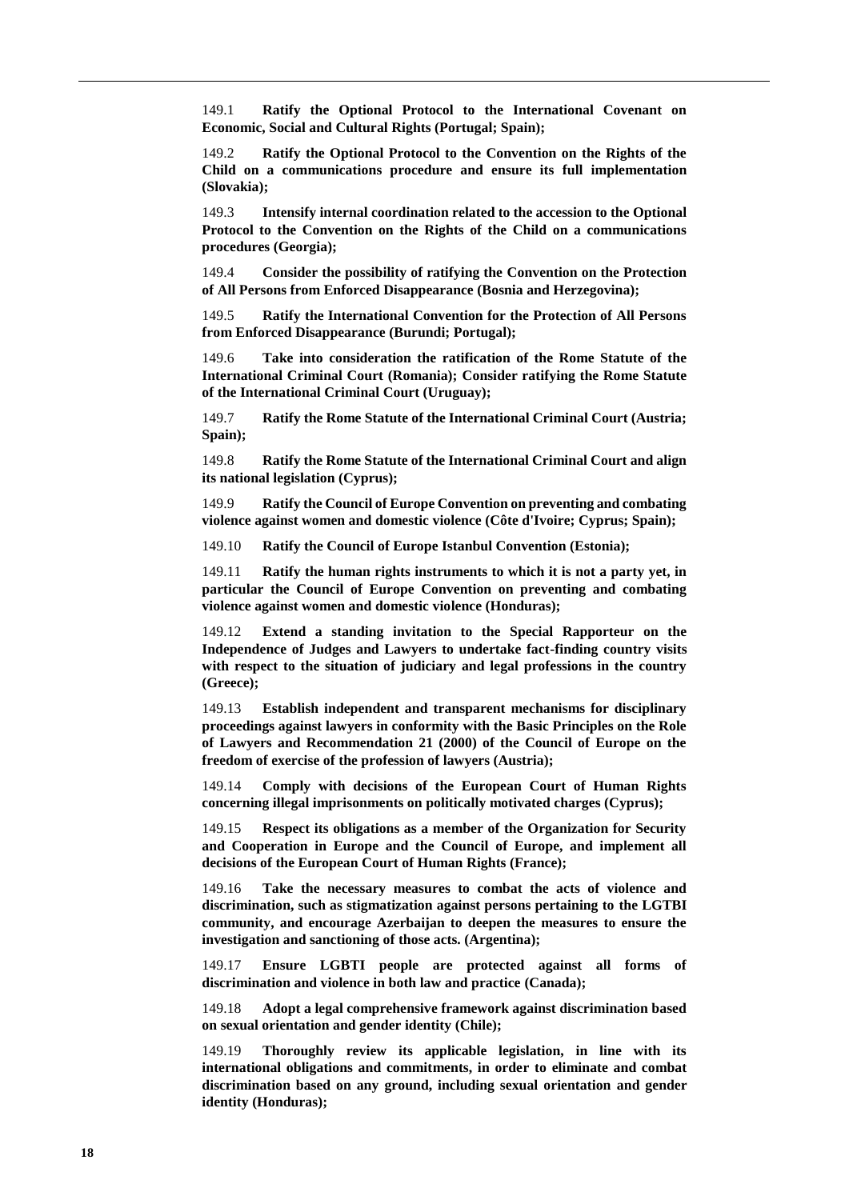149.1 **Ratify the Optional Protocol to the International Covenant on Economic, Social and Cultural Rights (Portugal; Spain);**

149.2 **Ratify the Optional Protocol to the Convention on the Rights of the Child on a communications procedure and ensure its full implementation (Slovakia);**

149.3 **Intensify internal coordination related to the accession to the Optional Protocol to the Convention on the Rights of the Child on a communications procedures (Georgia);**

149.4 **Consider the possibility of ratifying the Convention on the Protection of All Persons from Enforced Disappearance (Bosnia and Herzegovina);**

149.5 **Ratify the International Convention for the Protection of All Persons from Enforced Disappearance (Burundi; Portugal);**

149.6 **Take into consideration the ratification of the Rome Statute of the International Criminal Court (Romania); Consider ratifying the Rome Statute of the International Criminal Court (Uruguay);**

149.7 **Ratify the Rome Statute of the International Criminal Court (Austria; Spain);**

149.8 **Ratify the Rome Statute of the International Criminal Court and align its national legislation (Cyprus);**

149.9 **Ratify the Council of Europe Convention on preventing and combating violence against women and domestic violence (Côte d'Ivoire; Cyprus; Spain);**

149.10 **Ratify the Council of Europe Istanbul Convention (Estonia);**

149.11 **Ratify the human rights instruments to which it is not a party yet, in particular the Council of Europe Convention on preventing and combating violence against women and domestic violence (Honduras);**

149.12 **Extend a standing invitation to the Special Rapporteur on the Independence of Judges and Lawyers to undertake fact-finding country visits with respect to the situation of judiciary and legal professions in the country (Greece);**

149.13 **Establish independent and transparent mechanisms for disciplinary proceedings against lawyers in conformity with the Basic Principles on the Role of Lawyers and Recommendation 21 (2000) of the Council of Europe on the freedom of exercise of the profession of lawyers (Austria);**

149.14 **Comply with decisions of the European Court of Human Rights concerning illegal imprisonments on politically motivated charges (Cyprus);**

149.15 **Respect its obligations as a member of the Organization for Security and Cooperation in Europe and the Council of Europe, and implement all decisions of the European Court of Human Rights (France);**

149.16 **Take the necessary measures to combat the acts of violence and discrimination, such as stigmatization against persons pertaining to the LGTBI community, and encourage Azerbaijan to deepen the measures to ensure the investigation and sanctioning of those acts. (Argentina);**

149.17 **Ensure LGBTI people are protected against all forms of discrimination and violence in both law and practice (Canada);**

149.18 **Adopt a legal comprehensive framework against discrimination based on sexual orientation and gender identity (Chile);**

149.19 **Thoroughly review its applicable legislation, in line with its international obligations and commitments, in order to eliminate and combat discrimination based on any ground, including sexual orientation and gender identity (Honduras);**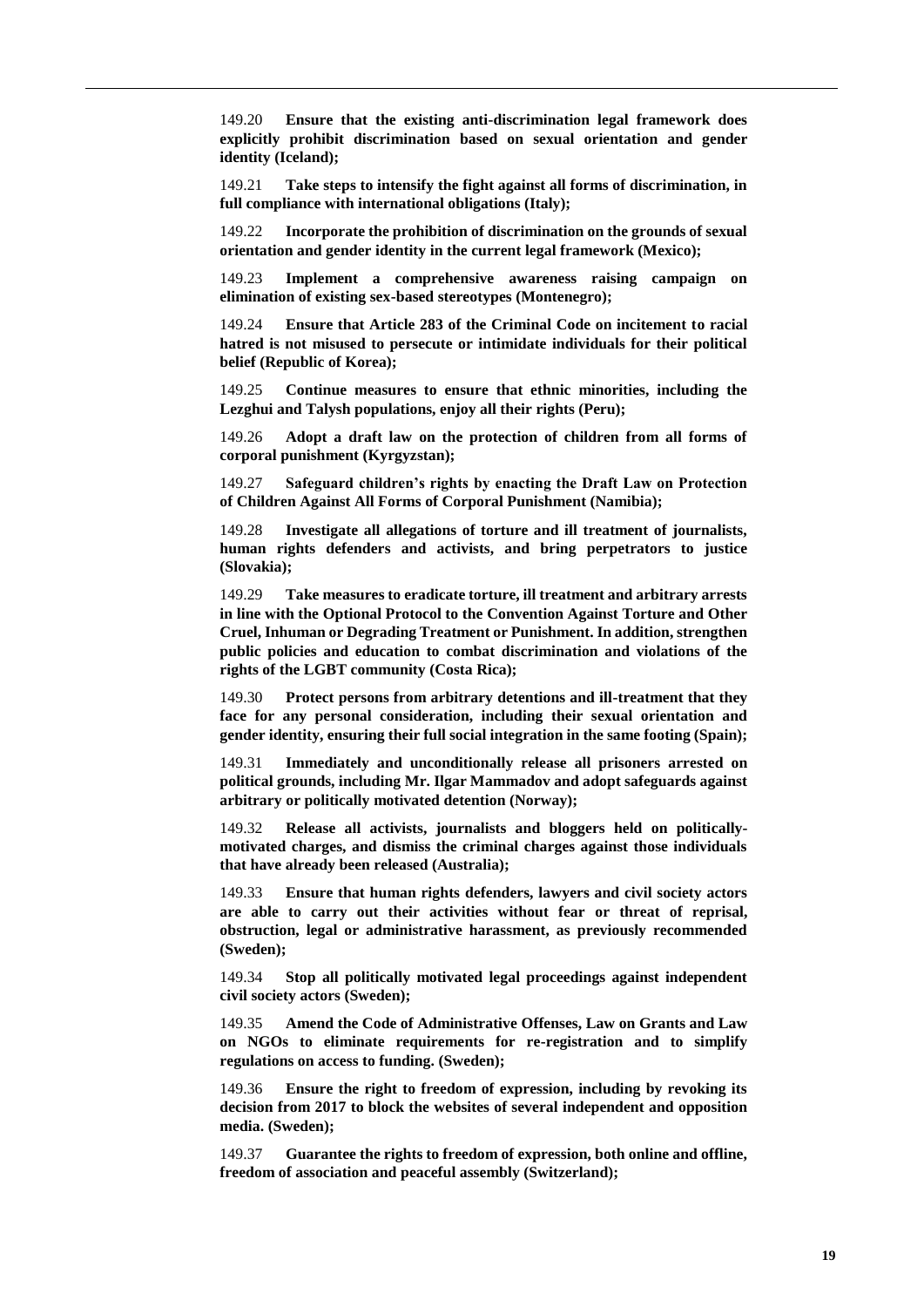149.20 **Ensure that the existing anti-discrimination legal framework does explicitly prohibit discrimination based on sexual orientation and gender identity (Iceland);**

149.21 **Take steps to intensify the fight against all forms of discrimination, in full compliance with international obligations (Italy);**

149.22 **Incorporate the prohibition of discrimination on the grounds of sexual orientation and gender identity in the current legal framework (Mexico);**

149.23 **Implement a comprehensive awareness raising campaign on elimination of existing sex-based stereotypes (Montenegro);**

149.24 **Ensure that Article 283 of the Criminal Code on incitement to racial hatred is not misused to persecute or intimidate individuals for their political belief (Republic of Korea);**

149.25 **Continue measures to ensure that ethnic minorities, including the Lezghui and Talysh populations, enjoy all their rights (Peru);**

149.26 **Adopt a draft law on the protection of children from all forms of corporal punishment (Kyrgyzstan);**

149.27 **Safeguard children's rights by enacting the Draft Law on Protection of Children Against All Forms of Corporal Punishment (Namibia);**

149.28 **Investigate all allegations of torture and ill treatment of journalists, human rights defenders and activists, and bring perpetrators to justice (Slovakia);**

149.29 **Take measures to eradicate torture, ill treatment and arbitrary arrests in line with the Optional Protocol to the Convention Against Torture and Other Cruel, Inhuman or Degrading Treatment or Punishment. In addition, strengthen public policies and education to combat discrimination and violations of the rights of the LGBT community (Costa Rica);**

149.30 **Protect persons from arbitrary detentions and ill-treatment that they face for any personal consideration, including their sexual orientation and gender identity, ensuring their full social integration in the same footing (Spain);**

149.31 **Immediately and unconditionally release all prisoners arrested on political grounds, including Mr. Ilgar Mammadov and adopt safeguards against arbitrary or politically motivated detention (Norway);**

149.32 **Release all activists, journalists and bloggers held on politically-motivated charges, and dismiss the criminal charges against those individuals that have already been released (Australia);**

149.33 **Ensure that human rights defenders, lawyers and civil society actors are able to carry out their activities without fear or threat of reprisal, obstruction, legal or administrative harassment, as previously recommended (Sweden);**

149.34 **Stop all politically motivated legal proceedings against independent civil society actors (Sweden);**

149.35 **Amend the Code of Administrative Offenses, Law on Grants and Law on NGOs to eliminate requirements for re-registration and to simplify regulations on access to funding. (Sweden);**

149.36 **Ensure the right to freedom of expression, including by revoking its decision from 2017 to block the websites of several independent and opposition media. (Sweden);**

149.37 **Guarantee the rights to freedom of expression, both online and offline, freedom of association and peaceful assembly (Switzerland);**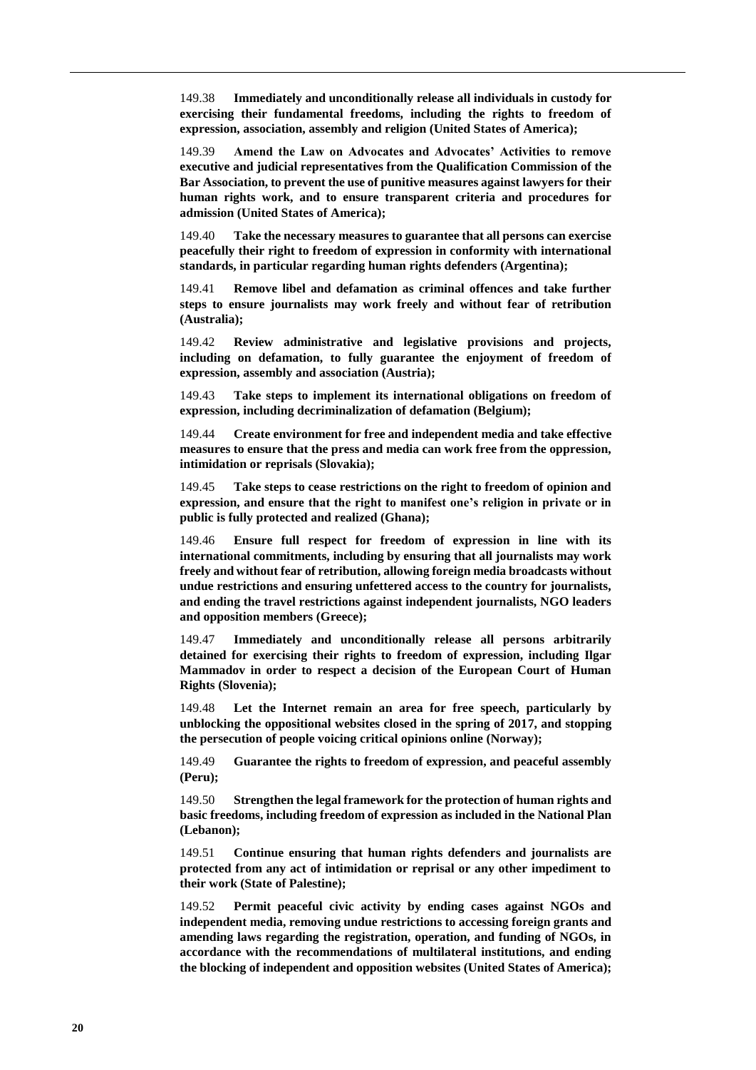149.38 **Immediately and unconditionally release all individuals in custody for exercising their fundamental freedoms, including the rights to freedom of expression, association, assembly and religion (United States of America);**

149.39 **Amend the Law on Advocates and Advocates' Activities to remove executive and judicial representatives from the Qualification Commission of the Bar Association, to prevent the use of punitive measures against lawyers for their human rights work, and to ensure transparent criteria and procedures for admission (United States of America);**

149.40 **Take the necessary measures to guarantee that all persons can exercise peacefully their right to freedom of expression in conformity with international standards, in particular regarding human rights defenders (Argentina);**

149.41 **Remove libel and defamation as criminal offences and take further steps to ensure journalists may work freely and without fear of retribution (Australia);**

149.42 **Review administrative and legislative provisions and projects, including on defamation, to fully guarantee the enjoyment of freedom of expression, assembly and association (Austria);**

149.43 **Take steps to implement its international obligations on freedom of expression, including decriminalization of defamation (Belgium);**

149.44 **Create environment for free and independent media and take effective measures to ensure that the press and media can work free from the oppression, intimidation or reprisals (Slovakia);**

149.45 **Take steps to cease restrictions on the right to freedom of opinion and expression, and ensure that the right to manifest one's religion in private or in public is fully protected and realized (Ghana);**

149.46 **Ensure full respect for freedom of expression in line with its international commitments, including by ensuring that all journalists may work freely and without fear of retribution, allowing foreign media broadcasts without undue restrictions and ensuring unfettered access to the country for journalists, and ending the travel restrictions against independent journalists, NGO leaders and opposition members (Greece);**

149.47 **Immediately and unconditionally release all persons arbitrarily detained for exercising their rights to freedom of expression, including Ilgar Mammadov in order to respect a decision of the European Court of Human Rights (Slovenia);**

149.48 **Let the Internet remain an area for free speech, particularly by unblocking the oppositional websites closed in the spring of 2017, and stopping the persecution of people voicing critical opinions online (Norway);**

149.49 **Guarantee the rights to freedom of expression, and peaceful assembly (Peru);**

149.50 **Strengthen the legal framework for the protection of human rights and basic freedoms, including freedom of expression as included in the National Plan (Lebanon);**

149.51 **Continue ensuring that human rights defenders and journalists are protected from any act of intimidation or reprisal or any other impediment to their work (State of Palestine);**

149.52 **Permit peaceful civic activity by ending cases against NGOs and independent media, removing undue restrictions to accessing foreign grants and amending laws regarding the registration, operation, and funding of NGOs, in accordance with the recommendations of multilateral institutions, and ending the blocking of independent and opposition websites (United States of America);**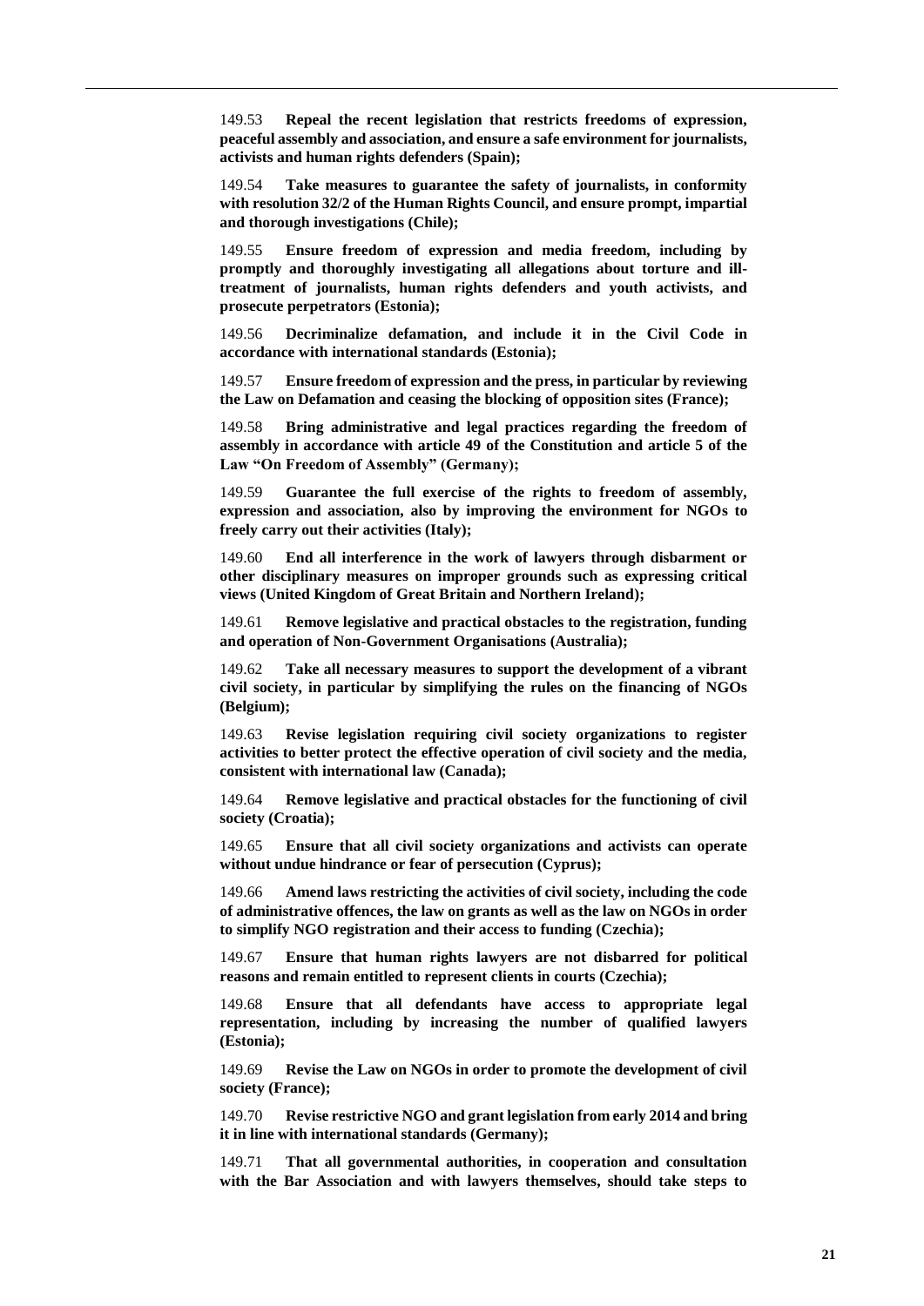149.53 **Repeal the recent legislation that restricts freedoms of expression, peaceful assembly and association, and ensure a safe environment for journalists, activists and human rights defenders (Spain);**

149.54 **Take measures to guarantee the safety of journalists, in conformity with resolution 32/2 of the Human Rights Council, and ensure prompt, impartial and thorough investigations (Chile);**

149.55 **Ensure freedom of expression and media freedom, including by promptly and thoroughly investigating all allegations about torture and ill-treatment of journalists, human rights defenders and youth activists, and prosecute perpetrators (Estonia);**

149.56 **Decriminalize defamation, and include it in the Civil Code in accordance with international standards (Estonia);**

149.57 **Ensure freedom of expression and the press, in particular by reviewing the Law on Defamation and ceasing the blocking of opposition sites (France);**

149.58 **Bring administrative and legal practices regarding the freedom of assembly in accordance with article 49 of the Constitution and article 5 of the Law "On Freedom of Assembly" (Germany);**

149.59 **Guarantee the full exercise of the rights to freedom of assembly, expression and association, also by improving the environment for NGOs to freely carry out their activities (Italy);**

149.60 **End all interference in the work of lawyers through disbarment or other disciplinary measures on improper grounds such as expressing critical views (United Kingdom of Great Britain and Northern Ireland);**

149.61 **Remove legislative and practical obstacles to the registration, funding and operation of Non-Government Organisations (Australia);**

149.62 **Take all necessary measures to support the development of a vibrant civil society, in particular by simplifying the rules on the financing of NGOs (Belgium);**

149.63 **Revise legislation requiring civil society organizations to register activities to better protect the effective operation of civil society and the media, consistent with international law (Canada);**

149.64 **Remove legislative and practical obstacles for the functioning of civil society (Croatia);**

149.65 **Ensure that all civil society organizations and activists can operate without undue hindrance or fear of persecution (Cyprus);**

149.66 **Amend laws restricting the activities of civil society, including the code of administrative offences, the law on grants as well as the law on NGOs in order to simplify NGO registration and their access to funding (Czechia);**

149.67 **Ensure that human rights lawyers are not disbarred for political reasons and remain entitled to represent clients in courts (Czechia);**

149.68 **Ensure that all defendants have access to appropriate legal representation, including by increasing the number of qualified lawyers (Estonia);**

149.69 **Revise the Law on NGOs in order to promote the development of civil society (France);**

149.70 **Revise restrictive NGO and grant legislation from early 2014 and bring it in line with international standards (Germany);**

149.71 **That all governmental authorities, in cooperation and consultation with the Bar Association and with lawyers themselves, should take steps to**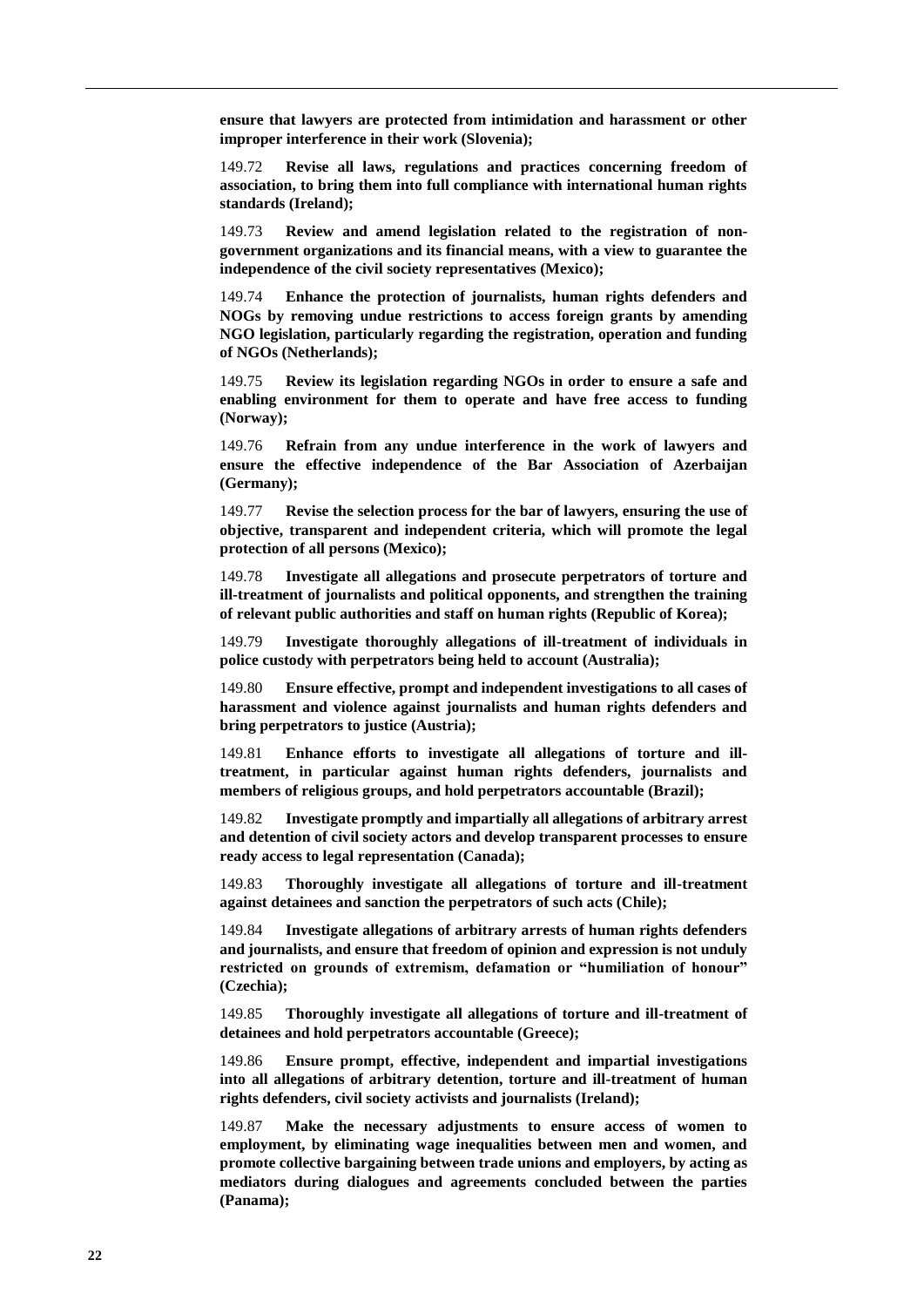**ensure that lawyers are protected from intimidation and harassment or other improper interference in their work (Slovenia);**

149.72 **Revise all laws, regulations and practices concerning freedom of association, to bring them into full compliance with international human rights standards (Ireland);**

149.73 **Review and amend legislation related to the registration of non-government organizations and its financial means, with a view to guarantee the independence of the civil society representatives (Mexico);**

149.74 **Enhance the protection of journalists, human rights defenders and NOGs by removing undue restrictions to access foreign grants by amending NGO legislation, particularly regarding the registration, operation and funding of NGOs (Netherlands);**

149.75 **Review its legislation regarding NGOs in order to ensure a safe and enabling environment for them to operate and have free access to funding (Norway);**

149.76 **Refrain from any undue interference in the work of lawyers and ensure the effective independence of the Bar Association of Azerbaijan (Germany);**

149.77 **Revise the selection process for the bar of lawyers, ensuring the use of objective, transparent and independent criteria, which will promote the legal protection of all persons (Mexico);**

149.78 **Investigate all allegations and prosecute perpetrators of torture and ill-treatment of journalists and political opponents, and strengthen the training of relevant public authorities and staff on human rights (Republic of Korea);**

149.79 **Investigate thoroughly allegations of ill-treatment of individuals in police custody with perpetrators being held to account (Australia);**

149.80 **Ensure effective, prompt and independent investigations to all cases of harassment and violence against journalists and human rights defenders and bring perpetrators to justice (Austria);**

149.81 **Enhance efforts to investigate all allegations of torture and ill-treatment, in particular against human rights defenders, journalists and members of religious groups, and hold perpetrators accountable (Brazil);**

149.82 **Investigate promptly and impartially all allegations of arbitrary arrest and detention of civil society actors and develop transparent processes to ensure ready access to legal representation (Canada);**

149.83 **Thoroughly investigate all allegations of torture and ill-treatment against detainees and sanction the perpetrators of such acts (Chile);**

149.84 **Investigate allegations of arbitrary arrests of human rights defenders and journalists, and ensure that freedom of opinion and expression is not unduly restricted on grounds of extremism, defamation or "humiliation of honour" (Czechia);**

149.85 **Thoroughly investigate all allegations of torture and ill-treatment of detainees and hold perpetrators accountable (Greece);**

149.86 **Ensure prompt, effective, independent and impartial investigations into all allegations of arbitrary detention, torture and ill-treatment of human rights defenders, civil society activists and journalists (Ireland);**

149.87 **Make the necessary adjustments to ensure access of women to employment, by eliminating wage inequalities between men and women, and promote collective bargaining between trade unions and employers, by acting as mediators during dialogues and agreements concluded between the parties (Panama);**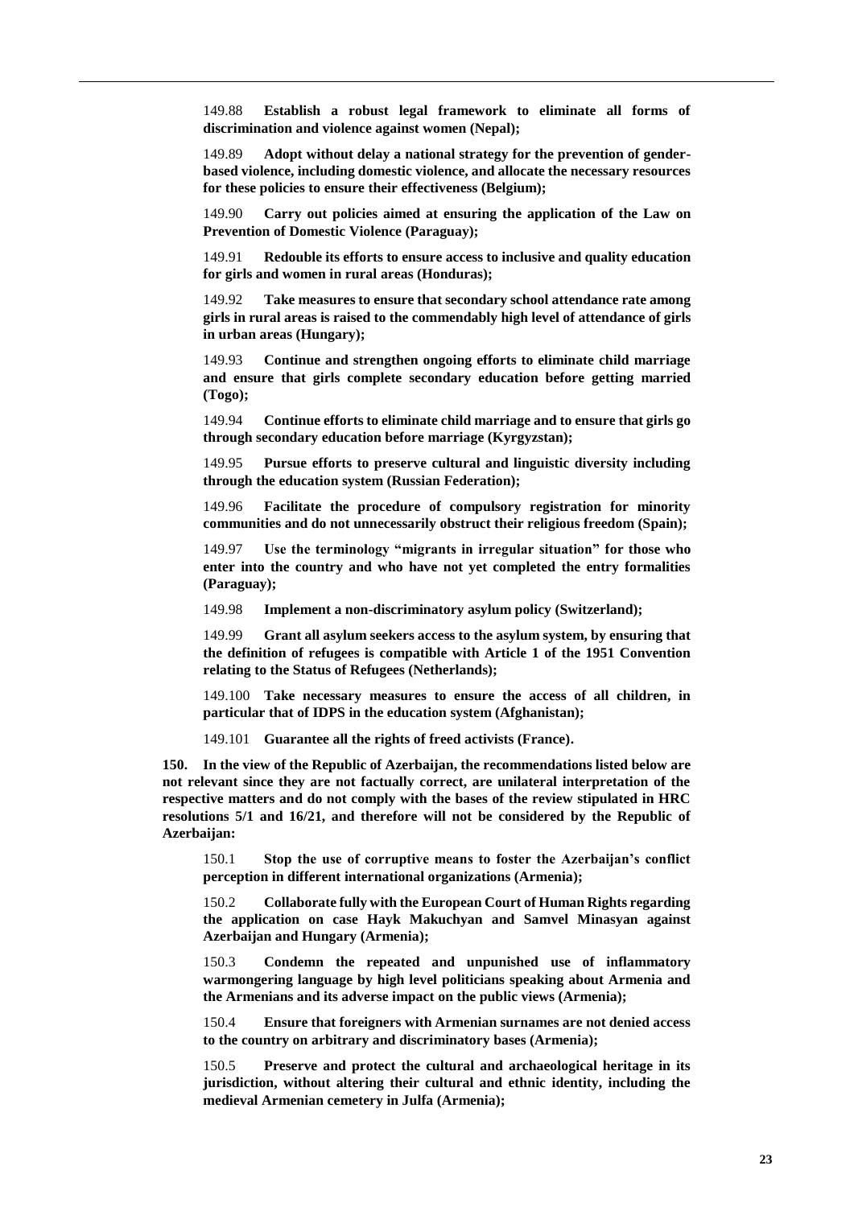149.88 **Establish a robust legal framework to eliminate all forms of discrimination and violence against women (Nepal);**

149.89 **Adopt without delay a national strategy for the prevention of gender-based violence, including domestic violence, and allocate the necessary resources for these policies to ensure their effectiveness (Belgium);**

149.90 **Carry out policies aimed at ensuring the application of the Law on Prevention of Domestic Violence (Paraguay);**

149.91 **Redouble its efforts to ensure access to inclusive and quality education for girls and women in rural areas (Honduras);**

149.92 **Take measures to ensure that secondary school attendance rate among girls in rural areas is raised to the commendably high level of attendance of girls in urban areas (Hungary);**

149.93 **Continue and strengthen ongoing efforts to eliminate child marriage and ensure that girls complete secondary education before getting married (Togo);**

149.94 **Continue efforts to eliminate child marriage and to ensure that girls go through secondary education before marriage (Kyrgyzstan);**

149.95 **Pursue efforts to preserve cultural and linguistic diversity including through the education system (Russian Federation);**

149.96 **Facilitate the procedure of compulsory registration for minority communities and do not unnecessarily obstruct their religious freedom (Spain);**

149.97 **Use the terminology "migrants in irregular situation" for those who enter into the country and who have not yet completed the entry formalities (Paraguay);**

149.98 **Implement a non-discriminatory asylum policy (Switzerland);**

149.99 **Grant all asylum seekers access to the asylum system, by ensuring that the definition of refugees is compatible with Article 1 of the 1951 Convention relating to the Status of Refugees (Netherlands);**

149.100 **Take necessary measures to ensure the access of all children, in particular that of IDPS in the education system (Afghanistan);**

149.101 **Guarantee all the rights of freed activists (France).**

**150. In the view of the Republic of Azerbaijan, the recommendations listed below are not relevant since they are not factually correct, are unilateral interpretation of the respective matters and do not comply with the bases of the review stipulated in HRC resolutions 5/1 and 16/21, and therefore will not be considered by the Republic of Azerbaijan:**

150.1 **Stop the use of corruptive means to foster the Azerbaijan's conflict perception in different international organizations (Armenia);**

150.2 **Collaborate fully with the European Court of Human Rights regarding the application on case Hayk Makuchyan and Samvel Minasyan against Azerbaijan and Hungary (Armenia);**

150.3 **Condemn the repeated and unpunished use of inflammatory warmongering language by high level politicians speaking about Armenia and the Armenians and its adverse impact on the public views (Armenia);**

150.4 **Ensure that foreigners with Armenian surnames are not denied access to the country on arbitrary and discriminatory bases (Armenia);**

150.5 **Preserve and protect the cultural and archaeological heritage in its jurisdiction, without altering their cultural and ethnic identity, including the medieval Armenian cemetery in Julfa (Armenia);**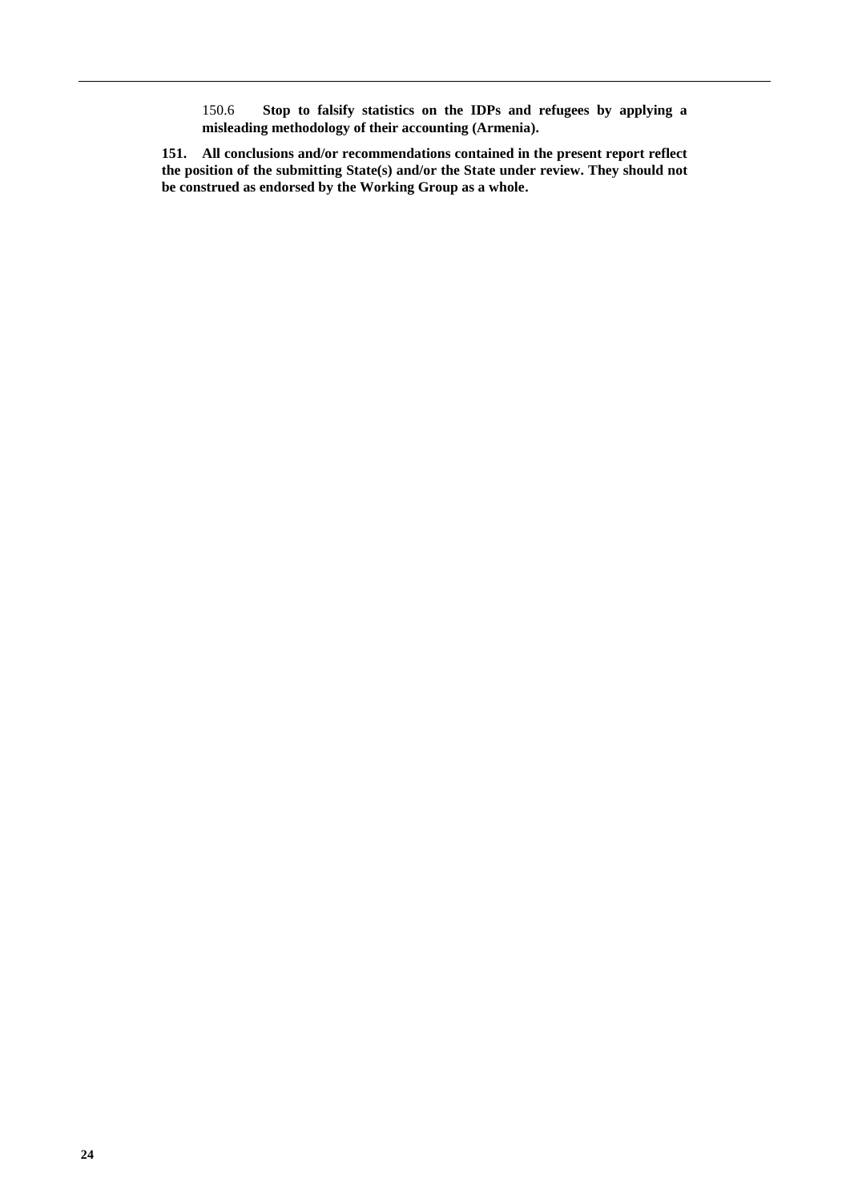150.6 **Stop to falsify statistics on the IDPs and refugees by applying a misleading methodology of their accounting (Armenia).**

**151. All conclusions and/or recommendations contained in the present report reflect the position of the submitting State(s) and/or the State under review. They should not be construed as endorsed by the Working Group as a whole.**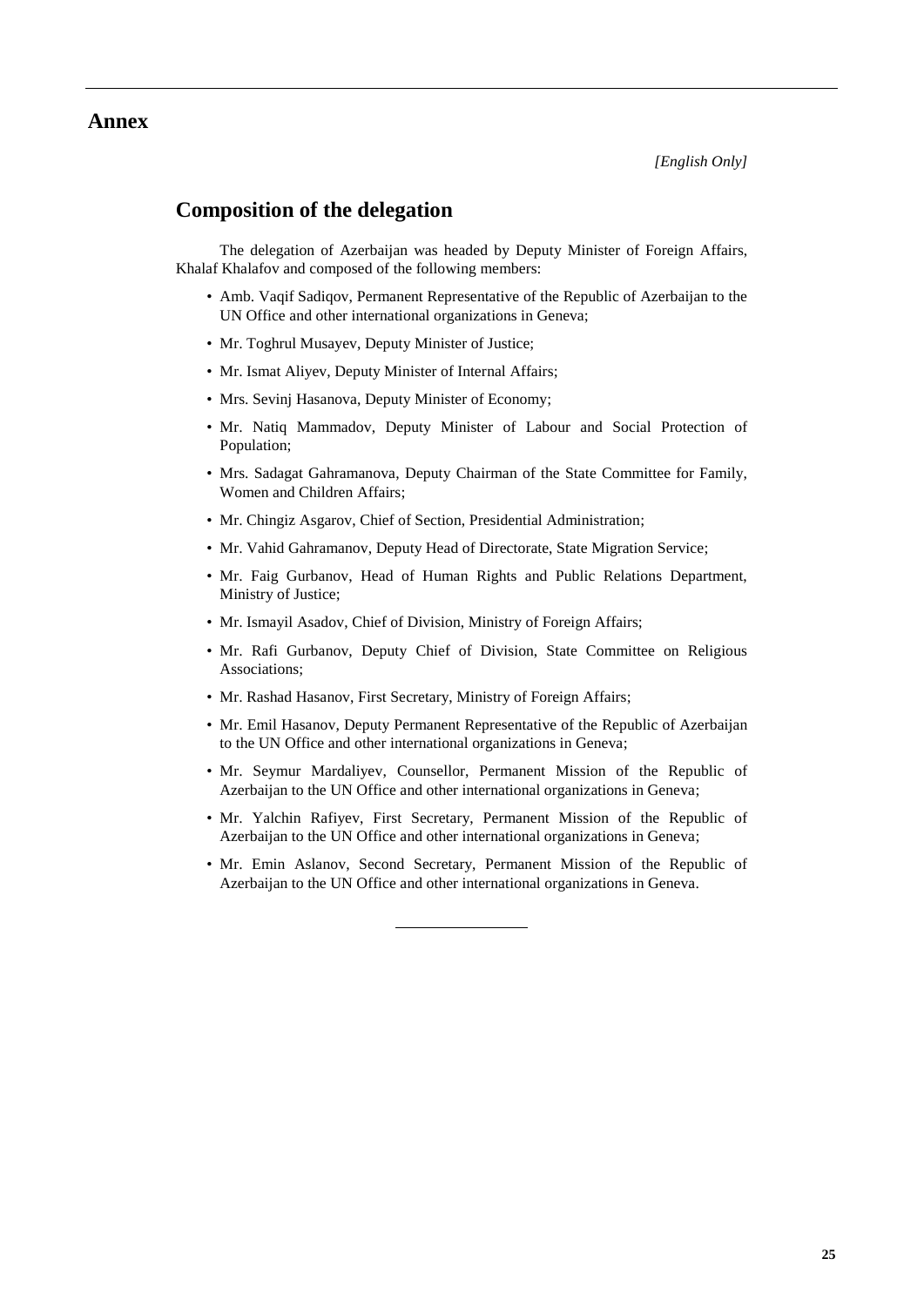# Annex

*[English Only]*

## Composition of the delegation

The delegation of Azerbaijan was headed by Deputy Minister of Foreign Affairs, Khalaf Khalafov and composed of the following members:

- Amb. Vaqif Sadiqov, Permanent Representative of the Republic of Azerbaijan to the UN Office and other international organizations in Geneva;
- Mr. Toghrul Musayev, Deputy Minister of Justice;
- Mr. Ismat Aliyev, Deputy Minister of Internal Affairs;
- Mrs. Sevinj Hasanova, Deputy Minister of Economy;
- Mr. Natiq Mammadov, Deputy Minister of Labour and Social Protection of Population;
- Mrs. Sadagat Gahramanova, Deputy Chairman of the State Committee for Family, Women and Children Affairs;
- Mr. Chingiz Asgarov, Chief of Section, Presidential Administration;
- Mr. Vahid Gahramanov, Deputy Head of Directorate, State Migration Service;
- Mr. Faig Gurbanov, Head of Human Rights and Public Relations Department, Ministry of Justice;
- Mr. Ismayil Asadov, Chief of Division, Ministry of Foreign Affairs;
- Mr. Rafi Gurbanov, Deputy Chief of Division, State Committee on Religious Associations;
- Mr. Rashad Hasanov, First Secretary, Ministry of Foreign Affairs;
- Mr. Emil Hasanov, Deputy Permanent Representative of the Republic of Azerbaijan to the UN Office and other international organizations in Geneva;
- Mr. Seymur Mardaliyev, Counsellor, Permanent Mission of the Republic of Azerbaijan to the UN Office and other international organizations in Geneva;
- Mr. Yalchin Rafiyev, First Secretary, Permanent Mission of the Republic of Azerbaijan to the UN Office and other international organizations in Geneva;
- Mr. Emin Aslanov, Second Secretary, Permanent Mission of the Republic of Azerbaijan to the UN Office and other international organizations in Geneva.